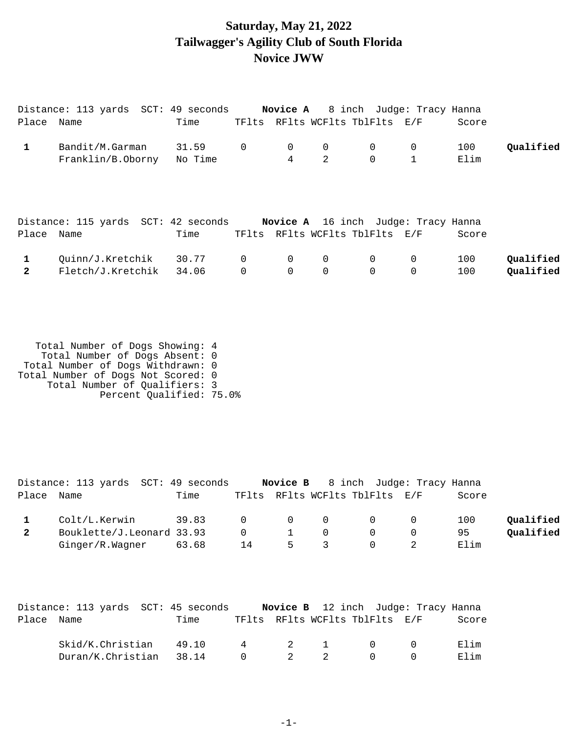# Saturday, May 21, 2022
# Tailwagger's Agility Club of South Florida
# Novice JWW

Distance: 113 yards SCT: 49 seconds **Novice A** 8 inch Judge: Tracy Hanna

| Place | Name | Time | TFlts | RFlts | WCFlts | TblFlts | E/F | Score | |
|---|---|---|---|---|---|---|---|---|---|
| 1 | Bandit/M.Garman | 31.59 | 0 | 0 | 0 | 0 | 0 | 100 | **Qualified** |
| | Franklin/B.Oborny | No Time | | 4 | 2 | 0 | 1 | Elim | |

Distance: 115 yards SCT: 42 seconds **Novice A** 16 inch Judge: Tracy Hanna

| Place | Name | Time | TFlts | RFlts | WCFlts | TblFlts | E/F | Score | |
|---|---|---|---|---|---|---|---|---|---|
| 1 | Quinn/J.Kretchik | 30.77 | 0 | 0 | 0 | 0 | 0 | 100 | **Qualified** |
| 2 | Fletch/J.Kretchik | 34.06 | 0 | 0 | 0 | 0 | 0 | 100 | **Qualified** |

Total Number of Dogs Showing: 4
Total Number of Dogs Absent: 0
Total Number of Dogs Withdrawn: 0
Total Number of Dogs Not Scored: 0
Total Number of Qualifiers: 3
Percent Qualified: 75.0%

Distance: 113 yards SCT: 49 seconds **Novice B** 8 inch Judge: Tracy Hanna

| Place | Name | Time | TFlts | RFlts | WCFlts | TblFlts | E/F | Score | |
|---|---|---|---|---|---|---|---|---|---|
| 1 | Colt/L.Kerwin | 39.83 | 0 | 0 | 0 | 0 | 0 | 100 | **Qualified** |
| 2 | Bouklette/J.Leonard | 33.93 | 0 | 1 | 0 | 0 | 0 | 95 | **Qualified** |
| | Ginger/R.Wagner | 63.68 | 14 | 5 | 3 | 0 | 2 | Elim | |

Distance: 113 yards SCT: 45 seconds **Novice B** 12 inch Judge: Tracy Hanna

| Place | Name | Time | TFlts | RFlts | WCFlts | TblFlts | E/F | Score |
|---|---|---|---|---|---|---|---|---|
| | Skid/K.Christian | 49.10 | 4 | 2 | 1 | 0 | 0 | Elim |
| | Duran/K.Christian | 38.14 | 0 | 2 | 2 | 0 | 0 | Elim |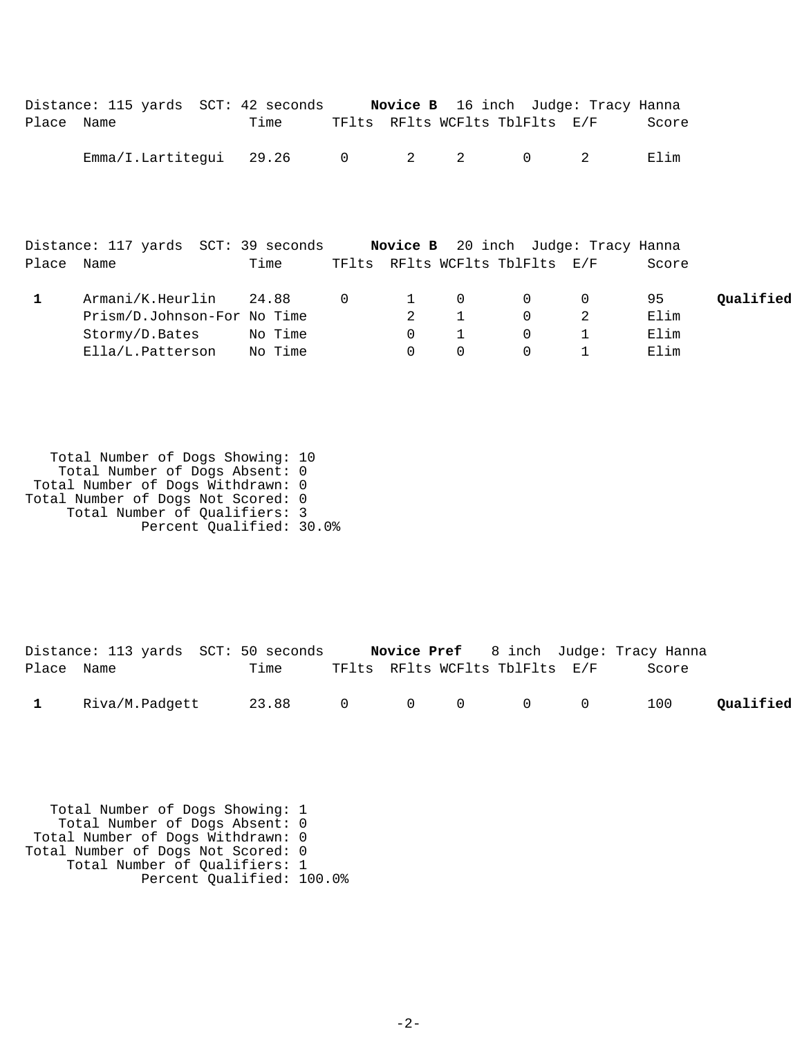Distance: 115 yards  SCT: 42 seconds  **Novice B**  16 inch  Judge: Tracy Hanna

| Place | Name | Time | TFlts | RFlts | WCFlts | TblFlts | E/F | Score | |
|---|---|---|---|---|---|---|---|---|---|
| | Emma/I.Lartitegui | 29.26 | 0 | 2 | 2 | 0 | 2 | Elim | |

Distance: 117 yards  SCT: 39 seconds  **Novice B**  20 inch  Judge: Tracy Hanna

| Place | Name | Time | TFlts | RFlts | WCFlts | TblFlts | E/F | Score | |
|---|---|---|---|---|---|---|---|---|---|
| **1** | Armani/K.Heurlin | 24.88 | 0 | 1 | 0 | 0 | 0 | 95 | **Qualified** |
| | Prism/D.Johnson-For | No Time | | 2 | 1 | 0 | 2 | Elim | |
| | Stormy/D.Bates | No Time | | 0 | 1 | 0 | 1 | Elim | |
| | Ella/L.Patterson | No Time | | 0 | 0 | 0 | 1 | Elim | |

Total Number of Dogs Showing: 10
Total Number of Dogs Absent: 0
Total Number of Dogs Withdrawn: 0
Total Number of Dogs Not Scored: 0
Total Number of Qualifiers: 3
Percent Qualified: 30.0%

Distance: 113 yards  SCT: 50 seconds  **Novice Pref**  8 inch  Judge: Tracy Hanna

| Place | Name | Time | TFlts | RFlts | WCFlts | TblFlts | E/F | Score | |
|---|---|---|---|---|---|---|---|---|---|
| **1** | Riva/M.Padgett | 23.88 | 0 | 0 | 0 | 0 | 0 | 100 | **Qualified** |

Total Number of Dogs Showing: 1
Total Number of Dogs Absent: 0
Total Number of Dogs Withdrawn: 0
Total Number of Dogs Not Scored: 0
Total Number of Qualifiers: 1
Percent Qualified: 100.0%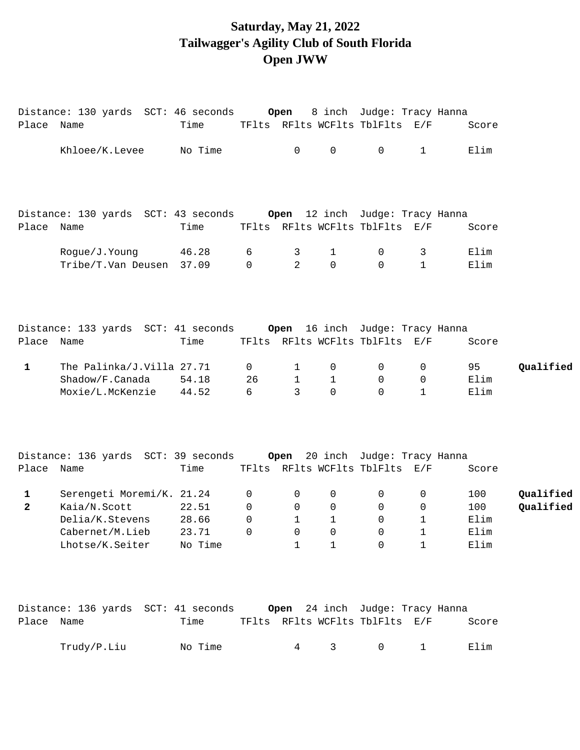# Saturday, May 21, 2022
# Tailwagger's Agility Club of South Florida
# Open JWW

Distance: 130 yards SCT: 46 seconds **Open** 8 inch Judge: Tracy Hanna

| Place | Name | Time | TFlts | RFlts | WCFlts | TblFlts | E/F | Score | |
|---|---|---|---|---|---|---|---|---|---|
| | Khloee/K.Levee | No Time | | 0 | 0 | 0 | 1 | Elim | |

Distance: 130 yards SCT: 43 seconds **Open** 12 inch Judge: Tracy Hanna

| Place | Name | Time | TFlts | RFlts | WCFlts | TblFlts | E/F | Score | |
|---|---|---|---|---|---|---|---|---|---|
| | Rogue/J.Young | 46.28 | 6 | 3 | 1 | 0 | 3 | Elim | |
| | Tribe/T.Van Deusen | 37.09 | 0 | 2 | 0 | 0 | 1 | Elim | |

Distance: 133 yards SCT: 41 seconds **Open** 16 inch Judge: Tracy Hanna

| Place | Name | Time | TFlts | RFlts | WCFlts | TblFlts | E/F | Score | |
|---|---|---|---|---|---|---|---|---|---|
| **1** | The Palinka/J.Villa | 27.71 | 0 | 1 | 0 | 0 | 0 | 95 | **Qualified** |
| | Shadow/F.Canada | 54.18 | 26 | 1 | 1 | 0 | 0 | Elim | |
| | Moxie/L.McKenzie | 44.52 | 6 | 3 | 0 | 0 | 1 | Elim | |

Distance: 136 yards SCT: 39 seconds **Open** 20 inch Judge: Tracy Hanna

| Place | Name | Time | TFlts | RFlts | WCFlts | TblFlts | E/F | Score | |
|---|---|---|---|---|---|---|---|---|---|
| **1** | Serengeti Moremi/K. | 21.24 | 0 | 0 | 0 | 0 | 0 | 100 | **Qualified** |
| **2** | Kaia/N.Scott | 22.51 | 0 | 0 | 0 | 0 | 0 | 100 | **Qualified** |
| | Delia/K.Stevens | 28.66 | 0 | 1 | 1 | 0 | 1 | Elim | |
| | Cabernet/M.Lieb | 23.71 | 0 | 0 | 0 | 0 | 1 | Elim | |
| | Lhotse/K.Seiter | No Time | | 1 | 1 | 0 | 1 | Elim | |

Distance: 136 yards SCT: 41 seconds **Open** 24 inch Judge: Tracy Hanna

| Place | Name | Time | TFlts | RFlts | WCFlts | TblFlts | E/F | Score | |
|---|---|---|---|---|---|---|---|---|---|
| | Trudy/P.Liu | No Time | | 4 | 3 | 0 | 1 | Elim | |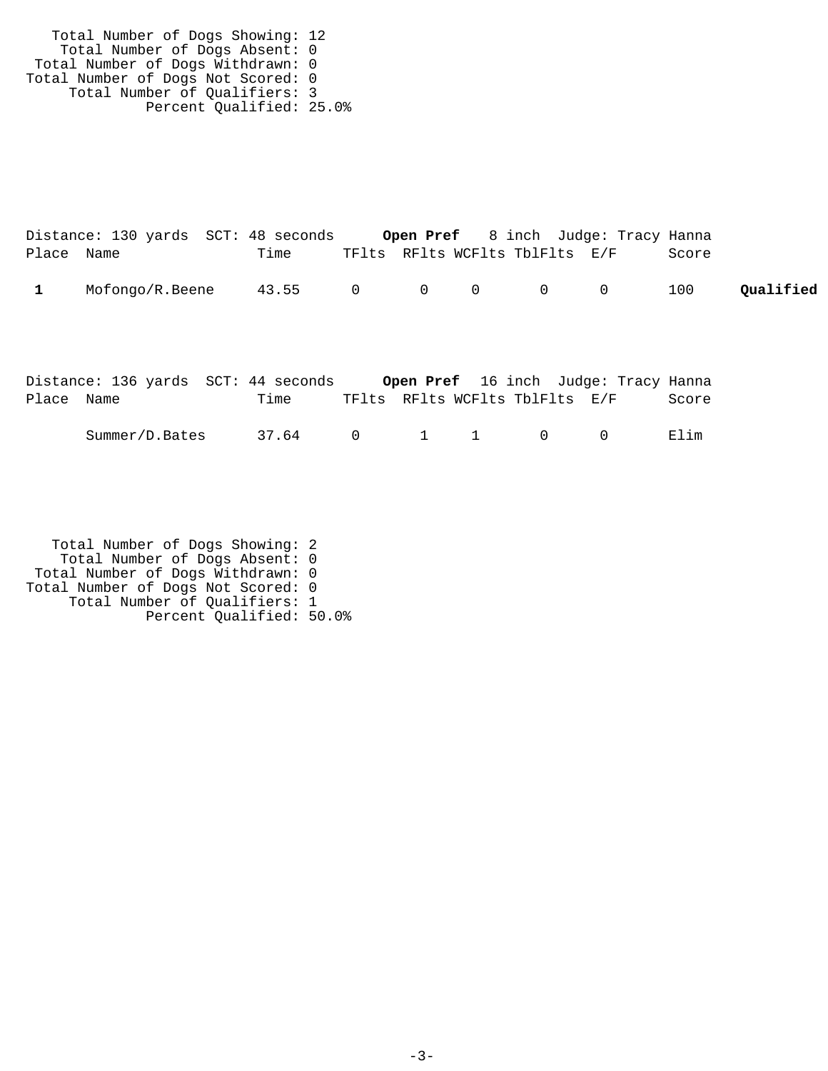Total Number of Dogs Showing: 12
Total Number of Dogs Absent: 0
Total Number of Dogs Withdrawn: 0
Total Number of Dogs Not Scored: 0
Total Number of Qualifiers: 3
Percent Qualified: 25.0%

Distance: 130 yards  SCT: 48 seconds  **Open Pref**  8 inch  Judge: Tracy Hanna

| Place | Name | Time | TFlts | RFlts | WCFlts | TblFlts | E/F | Score | |
|---|---|---|---|---|---|---|---|---|---|
| **1** | Mofongo/R.Beene | 43.55 | 0 | 0 | 0 | 0 | 0 | 100 | **Qualified** |

Distance: 136 yards  SCT: 44 seconds  **Open Pref**  16 inch  Judge: Tracy Hanna

| Place | Name | Time | TFlts | RFlts | WCFlts | TblFlts | E/F | Score |
|---|---|---|---|---|---|---|---|---|
| | Summer/D.Bates | 37.64 | 0 | 1 | 1 | 0 | 0 | Elim |

Total Number of Dogs Showing: 2
Total Number of Dogs Absent: 0
Total Number of Dogs Withdrawn: 0
Total Number of Dogs Not Scored: 0
Total Number of Qualifiers: 1
Percent Qualified: 50.0%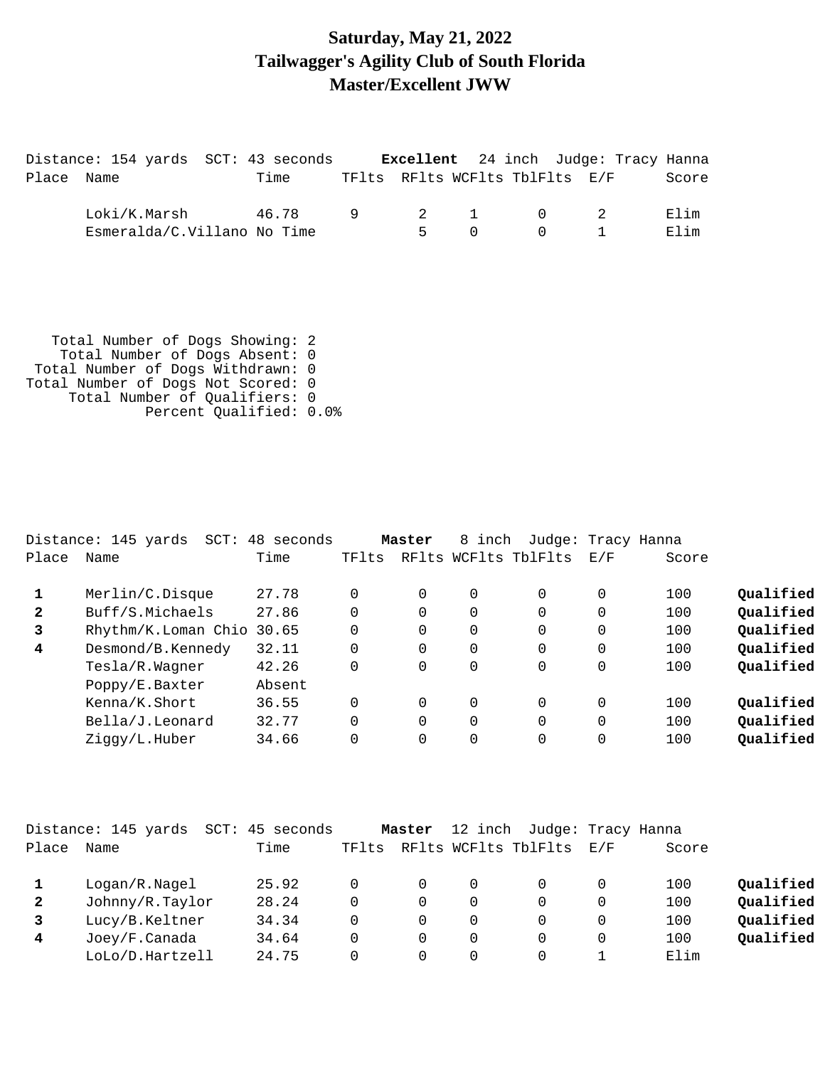# Saturday, May 21, 2022
# Tailwagger's Agility Club of South Florida
# Master/Excellent JWW

Distance: 154 yards SCT: 43 seconds **Excellent** 24 inch Judge: Tracy Hanna

| Place | Name | Time | TFlts | RFlts | WCFlts | TblFlts | E/F | Score | |
|---|---|---|---|---|---|---|---|---|---|
| | Loki/K.Marsh | 46.78 | 9 | 2 | 1 | 0 | 2 | Elim | |
| | Esmeralda/C.Villano | No Time | | 5 | 0 | 0 | 1 | Elim | |

Total Number of Dogs Showing: 2
Total Number of Dogs Absent: 0
Total Number of Dogs Withdrawn: 0
Total Number of Dogs Not Scored: 0
Total Number of Qualifiers: 0
Percent Qualified: 0.0%

Distance: 145 yards SCT: 48 seconds **Master** 8 inch Judge: Tracy Hanna

| Place | Name | Time | TFlts | RFlts | WCFlts | TblFlts | E/F | Score | |
|---|---|---|---|---|---|---|---|---|---|
| **1** | Merlin/C.Disque | 27.78 | 0 | 0 | 0 | 0 | 0 | 100 | **Qualified** |
| **2** | Buff/S.Michaels | 27.86 | 0 | 0 | 0 | 0 | 0 | 100 | **Qualified** |
| **3** | Rhythm/K.Loman Chio | 30.65 | 0 | 0 | 0 | 0 | 0 | 100 | **Qualified** |
| **4** | Desmond/B.Kennedy | 32.11 | 0 | 0 | 0 | 0 | 0 | 100 | **Qualified** |
| | Tesla/R.Wagner | 42.26 | 0 | 0 | 0 | 0 | 0 | 100 | **Qualified** |
| | Poppy/E.Baxter | Absent | | | | | | | |
| | Kenna/K.Short | 36.55 | 0 | 0 | 0 | 0 | 0 | 100 | **Qualified** |
| | Bella/J.Leonard | 32.77 | 0 | 0 | 0 | 0 | 0 | 100 | **Qualified** |
| | Ziggy/L.Huber | 34.66 | 0 | 0 | 0 | 0 | 0 | 100 | **Qualified** |

Distance: 145 yards SCT: 45 seconds **Master** 12 inch Judge: Tracy Hanna

| Place | Name | Time | TFlts | RFlts | WCFlts | TblFlts | E/F | Score | |
|---|---|---|---|---|---|---|---|---|---|
| **1** | Logan/R.Nagel | 25.92 | 0 | 0 | 0 | 0 | 0 | 100 | **Qualified** |
| **2** | Johnny/R.Taylor | 28.24 | 0 | 0 | 0 | 0 | 0 | 100 | **Qualified** |
| **3** | Lucy/B.Keltner | 34.34 | 0 | 0 | 0 | 0 | 0 | 100 | **Qualified** |
| **4** | Joey/F.Canada | 34.64 | 0 | 0 | 0 | 0 | 0 | 100 | **Qualified** |
| | LoLo/D.Hartzell | 24.75 | 0 | 0 | 0 | 0 | 1 | Elim | |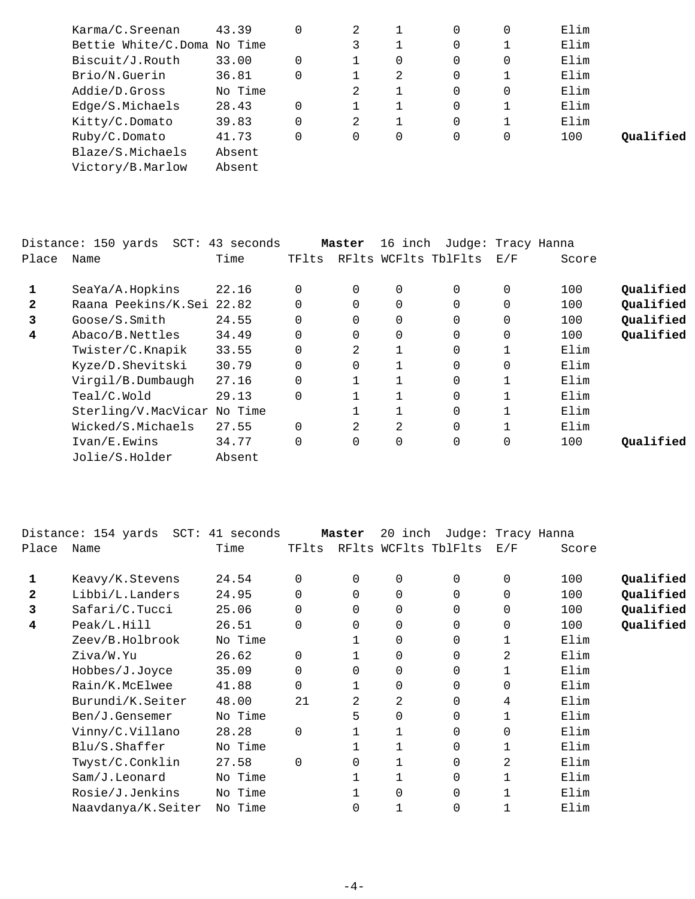| Place | Name | Time | TFlts | RFlts | WCFlts | TblFlts | E/F | Score | |
|---|---|---|---|---|---|---|---|---|---|
| | Karma/C.Sreenan | 43.39 | 0 | 2 | 1 | 0 | 0 | Elim | |
| | Bettie White/C.Doma | No Time | | 3 | 1 | 0 | 1 | Elim | |
| | Biscuit/J.Routh | 33.00 | 0 | 1 | 0 | 0 | 0 | Elim | |
| | Brio/N.Guerin | 36.81 | 0 | 1 | 2 | 0 | 1 | Elim | |
| | Addie/D.Gross | No Time | | 2 | 1 | 0 | 0 | Elim | |
| | Edge/S.Michaels | 28.43 | 0 | 1 | 1 | 0 | 1 | Elim | |
| | Kitty/C.Domato | 39.83 | 0 | 2 | 1 | 0 | 1 | Elim | |
| | Ruby/C.Domato | 41.73 | 0 | 0 | 0 | 0 | 0 | 100 | **Qualified** |
| | Blaze/S.Michaels | Absent | | | | | | | |
| | Victory/B.Marlow | Absent | | | | | | | |

Distance: 150 yards SCT: 43 seconds **Master** 16 inch Judge: Tracy Hanna

| Place | Name | Time | TFlts | RFlts | WCFlts | TblFlts | E/F | Score | |
|---|---|---|---|---|---|---|---|---|---|
| **1** | SeaYa/A.Hopkins | 22.16 | 0 | 0 | 0 | 0 | 0 | 100 | **Qualified** |
| **2** | Raana Peekins/K.Sei | 22.82 | 0 | 0 | 0 | 0 | 0 | 100 | **Qualified** |
| **3** | Goose/S.Smith | 24.55 | 0 | 0 | 0 | 0 | 0 | 100 | **Qualified** |
| **4** | Abaco/B.Nettles | 34.49 | 0 | 0 | 0 | 0 | 0 | 100 | **Qualified** |
| | Twister/C.Knapik | 33.55 | 0 | 2 | 1 | 0 | 1 | Elim | |
| | Kyze/D.Shevitski | 30.79 | 0 | 0 | 1 | 0 | 0 | Elim | |
| | Virgil/B.Dumbaugh | 27.16 | 0 | 1 | 1 | 0 | 1 | Elim | |
| | Teal/C.Wold | 29.13 | 0 | 1 | 1 | 0 | 1 | Elim | |
| | Sterling/V.MacVicar | No Time | | 1 | 1 | 0 | 1 | Elim | |
| | Wicked/S.Michaels | 27.55 | 0 | 2 | 2 | 0 | 1 | Elim | |
| | Ivan/E.Ewins | 34.77 | 0 | 0 | 0 | 0 | 0 | 100 | **Qualified** |
| | Jolie/S.Holder | Absent | | | | | | | |

Distance: 154 yards SCT: 41 seconds **Master** 20 inch Judge: Tracy Hanna

| Place | Name | Time | TFlts | RFlts | WCFlts | TblFlts | E/F | Score | |
|---|---|---|---|---|---|---|---|---|---|
| **1** | Keavy/K.Stevens | 24.54 | 0 | 0 | 0 | 0 | 0 | 100 | **Qualified** |
| **2** | Libbi/L.Landers | 24.95 | 0 | 0 | 0 | 0 | 0 | 100 | **Qualified** |
| **3** | Safari/C.Tucci | 25.06 | 0 | 0 | 0 | 0 | 0 | 100 | **Qualified** |
| **4** | Peak/L.Hill | 26.51 | 0 | 0 | 0 | 0 | 0 | 100 | **Qualified** |
| | Zeev/B.Holbrook | No Time | | 1 | 0 | 0 | 1 | Elim | |
| | Ziva/W.Yu | 26.62 | 0 | 1 | 0 | 0 | 2 | Elim | |
| | Hobbes/J.Joyce | 35.09 | 0 | 0 | 0 | 0 | 1 | Elim | |
| | Rain/K.McElwee | 41.88 | 0 | 1 | 0 | 0 | 0 | Elim | |
| | Burundi/K.Seiter | 48.00 | 21 | 2 | 2 | 0 | 4 | Elim | |
| | Ben/J.Gensemer | No Time | | 5 | 0 | 0 | 1 | Elim | |
| | Vinny/C.Villano | 28.28 | 0 | 1 | 1 | 0 | 0 | Elim | |
| | Blu/S.Shaffer | No Time | | 1 | 1 | 0 | 1 | Elim | |
| | Twyst/C.Conklin | 27.58 | 0 | 0 | 1 | 0 | 2 | Elim | |
| | Sam/J.Leonard | No Time | | 1 | 1 | 0 | 1 | Elim | |
| | Rosie/J.Jenkins | No Time | | 1 | 0 | 0 | 1 | Elim | |
| | Naavdanya/K.Seiter | No Time | | 0 | 1 | 0 | 1 | Elim | |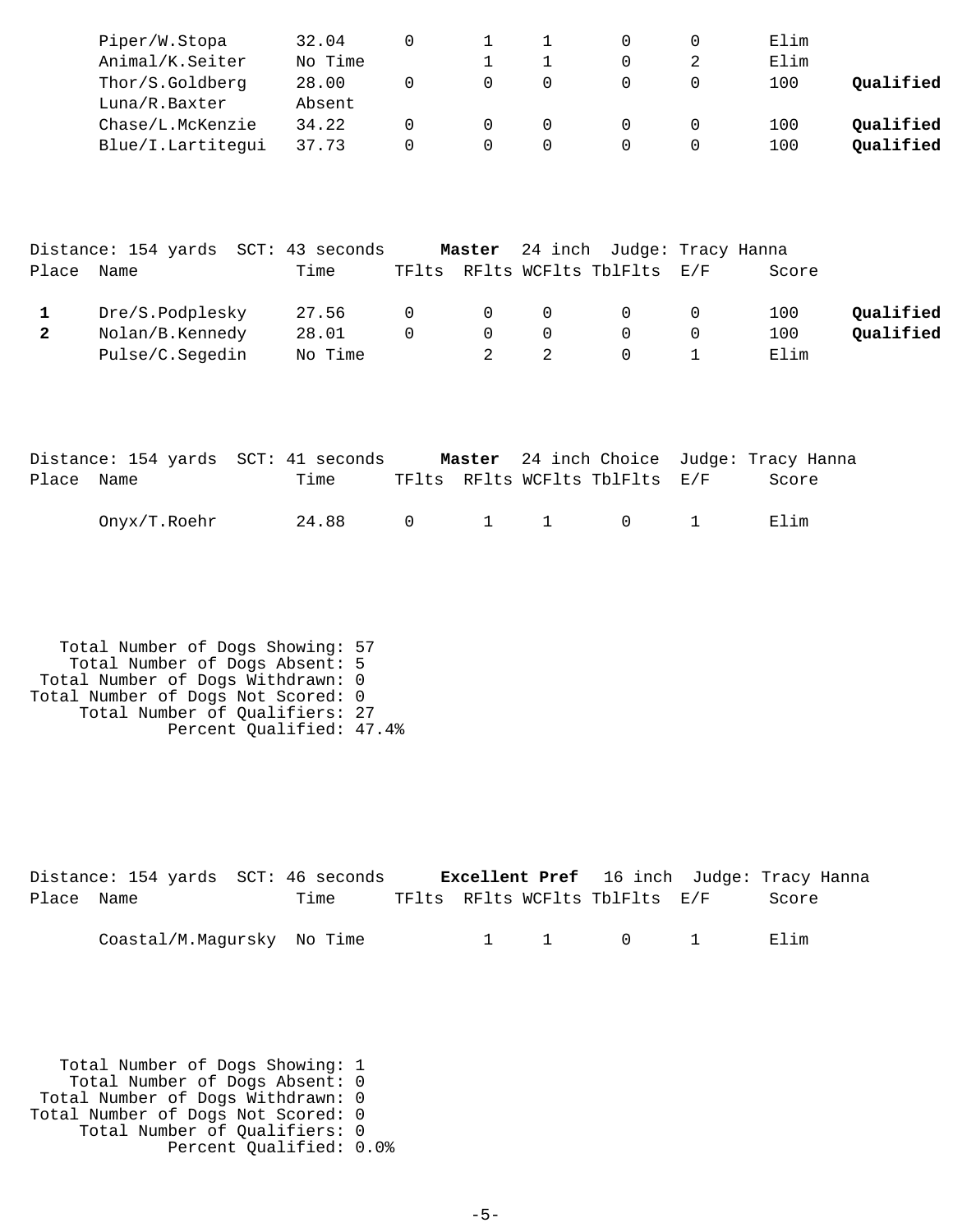| Place | Name | Time | TFlts | RFlts | WCFlts | TblFlts | E/F | Score | |
|---|---|---|---|---|---|---|---|---|---|
| | Piper/W.Stopa | 32.04 | 0 | 1 | 1 | 0 | 0 | Elim | |
| | Animal/K.Seiter | No Time | | 1 | 1 | 0 | 2 | Elim | |
| | Thor/S.Goldberg | 28.00 | 0 | 0 | 0 | 0 | 0 | 100 | **Qualified** |
| | Luna/R.Baxter | Absent | | | | | | | |
| | Chase/L.McKenzie | 34.22 | 0 | 0 | 0 | 0 | 0 | 100 | **Qualified** |
| | Blue/I.Lartitegui | 37.73 | 0 | 0 | 0 | 0 | 0 | 100 | **Qualified** |

Distance: 154 yards SCT: 43 seconds **Master** 24 inch Judge: Tracy Hanna

| Place | Name | Time | TFlts | RFlts | WCFlts | TblFlts | E/F | Score | |
|---|---|---|---|---|---|---|---|---|---|
| **1** | Dre/S.Podplesky | 27.56 | 0 | 0 | 0 | 0 | 0 | 100 | **Qualified** |
| **2** | Nolan/B.Kennedy | 28.01 | 0 | 0 | 0 | 0 | 0 | 100 | **Qualified** |
| | Pulse/C.Segedin | No Time | | 2 | 2 | 0 | 1 | Elim | |

Distance: 154 yards SCT: 41 seconds **Master** 24 inch Choice Judge: Tracy Hanna

| Place | Name | Time | TFlts | RFlts | WCFlts | TblFlts | E/F | Score |
|---|---|---|---|---|---|---|---|---|
| | Onyx/T.Roehr | 24.88 | 0 | 1 | 1 | 0 | 1 | Elim |

Total Number of Dogs Showing: 57
Total Number of Dogs Absent: 5
Total Number of Dogs Withdrawn: 0
Total Number of Dogs Not Scored: 0
Total Number of Qualifiers: 27
Percent Qualified: 47.4%

Distance: 154 yards SCT: 46 seconds **Excellent Pref** 16 inch Judge: Tracy Hanna

| Place | Name | Time | TFlts | RFlts | WCFlts | TblFlts | E/F | Score |
|---|---|---|---|---|---|---|---|---|
| | Coastal/M.Magursky | No Time | | 1 | 1 | 0 | 1 | Elim |

Total Number of Dogs Showing: 1
Total Number of Dogs Absent: 0
Total Number of Dogs Withdrawn: 0
Total Number of Dogs Not Scored: 0
Total Number of Qualifiers: 0
Percent Qualified: 0.0%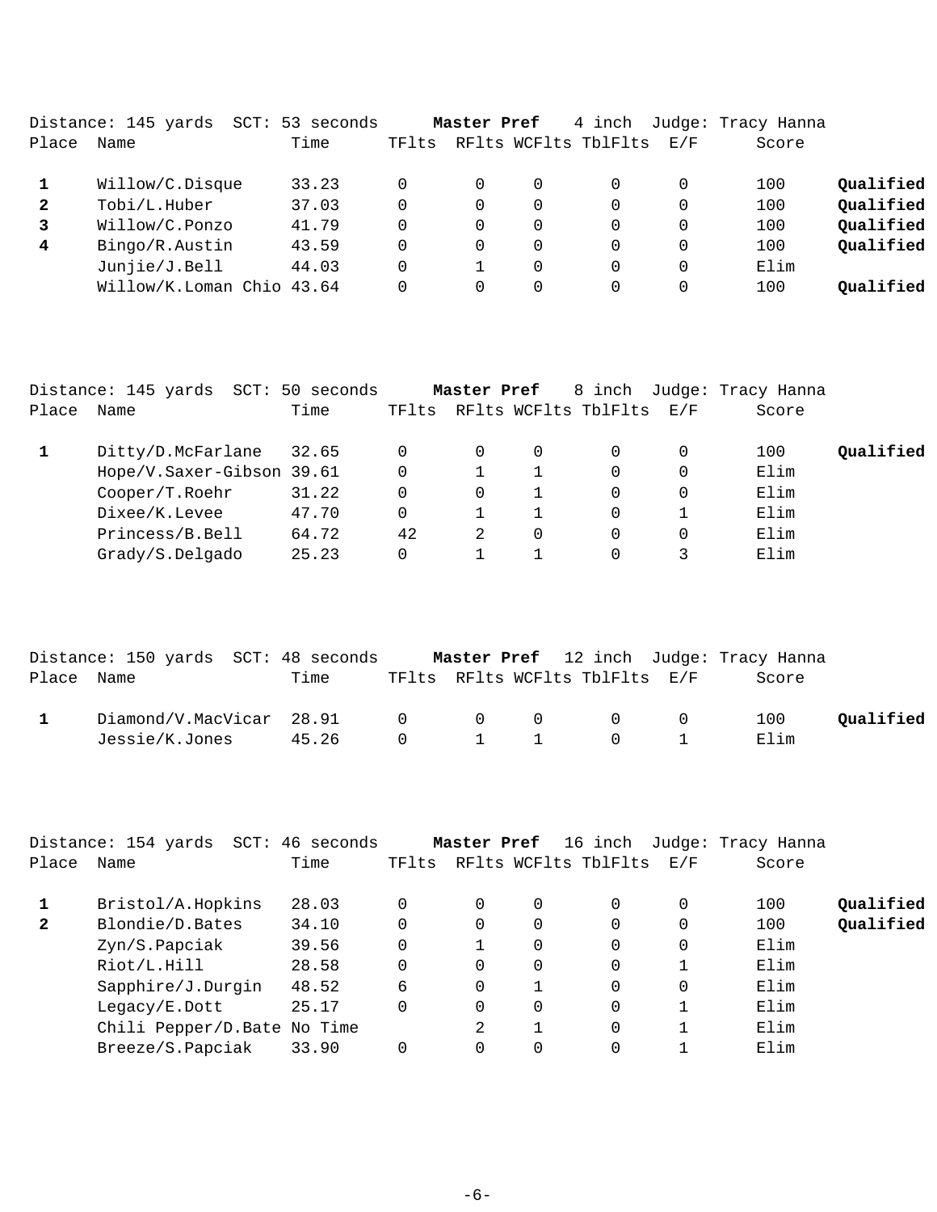Distance: 145 yards SCT: 53 seconds **Master Pref** 4 inch Judge: Tracy Hanna

| Place | Name | Time | TFlts | RFlts | WCFlts | TblFlts | E/F | Score | |
|---|---|---|---|---|---|---|---|---|---|
| **1** | Willow/C.Disque | 33.23 | 0 | 0 | 0 | 0 | 0 | 100 | **Qualified** |
| **2** | Tobi/L.Huber | 37.03 | 0 | 0 | 0 | 0 | 0 | 100 | **Qualified** |
| **3** | Willow/C.Ponzo | 41.79 | 0 | 0 | 0 | 0 | 0 | 100 | **Qualified** |
| **4** | Bingo/R.Austin | 43.59 | 0 | 0 | 0 | 0 | 0 | 100 | **Qualified** |
| | Junjie/J.Bell | 44.03 | 0 | 1 | 0 | 0 | 0 | Elim | |
| | Willow/K.Loman Chio | 43.64 | 0 | 0 | 0 | 0 | 0 | 100 | **Qualified** |

Distance: 145 yards SCT: 50 seconds **Master Pref** 8 inch Judge: Tracy Hanna

| Place | Name | Time | TFlts | RFlts | WCFlts | TblFlts | E/F | Score | |
|---|---|---|---|---|---|---|---|---|---|
| **1** | Ditty/D.McFarlane | 32.65 | 0 | 0 | 0 | 0 | 0 | 100 | **Qualified** |
| | Hope/V.Saxer-Gibson | 39.61 | 0 | 1 | 1 | 0 | 0 | Elim | |
| | Cooper/T.Roehr | 31.22 | 0 | 0 | 1 | 0 | 0 | Elim | |
| | Dixee/K.Levee | 47.70 | 0 | 1 | 1 | 0 | 1 | Elim | |
| | Princess/B.Bell | 64.72 | 42 | 2 | 0 | 0 | 0 | Elim | |
| | Grady/S.Delgado | 25.23 | 0 | 1 | 1 | 0 | 3 | Elim | |

Distance: 150 yards SCT: 48 seconds **Master Pref** 12 inch Judge: Tracy Hanna

| Place | Name | Time | TFlts | RFlts | WCFlts | TblFlts | E/F | Score | |
|---|---|---|---|---|---|---|---|---|---|
| **1** | Diamond/V.MacVicar | 28.91 | 0 | 0 | 0 | 0 | 0 | 100 | **Qualified** |
| | Jessie/K.Jones | 45.26 | 0 | 1 | 1 | 0 | 1 | Elim | |

Distance: 154 yards SCT: 46 seconds **Master Pref** 16 inch Judge: Tracy Hanna

| Place | Name | Time | TFlts | RFlts | WCFlts | TblFlts | E/F | Score | |
|---|---|---|---|---|---|---|---|---|---|
| **1** | Bristol/A.Hopkins | 28.03 | 0 | 0 | 0 | 0 | 0 | 100 | **Qualified** |
| **2** | Blondie/D.Bates | 34.10 | 0 | 0 | 0 | 0 | 0 | 100 | **Qualified** |
| | Zyn/S.Papciak | 39.56 | 0 | 1 | 0 | 0 | 0 | Elim | |
| | Riot/L.Hill | 28.58 | 0 | 0 | 0 | 0 | 1 | Elim | |
| | Sapphire/J.Durgin | 48.52 | 6 | 0 | 1 | 0 | 0 | Elim | |
| | Legacy/E.Dott | 25.17 | 0 | 0 | 0 | 0 | 1 | Elim | |
| | Chili Pepper/D.Bate | No Time | | 2 | 1 | 0 | 1 | Elim | |
| | Breeze/S.Papciak | 33.90 | 0 | 0 | 0 | 0 | 1 | Elim | |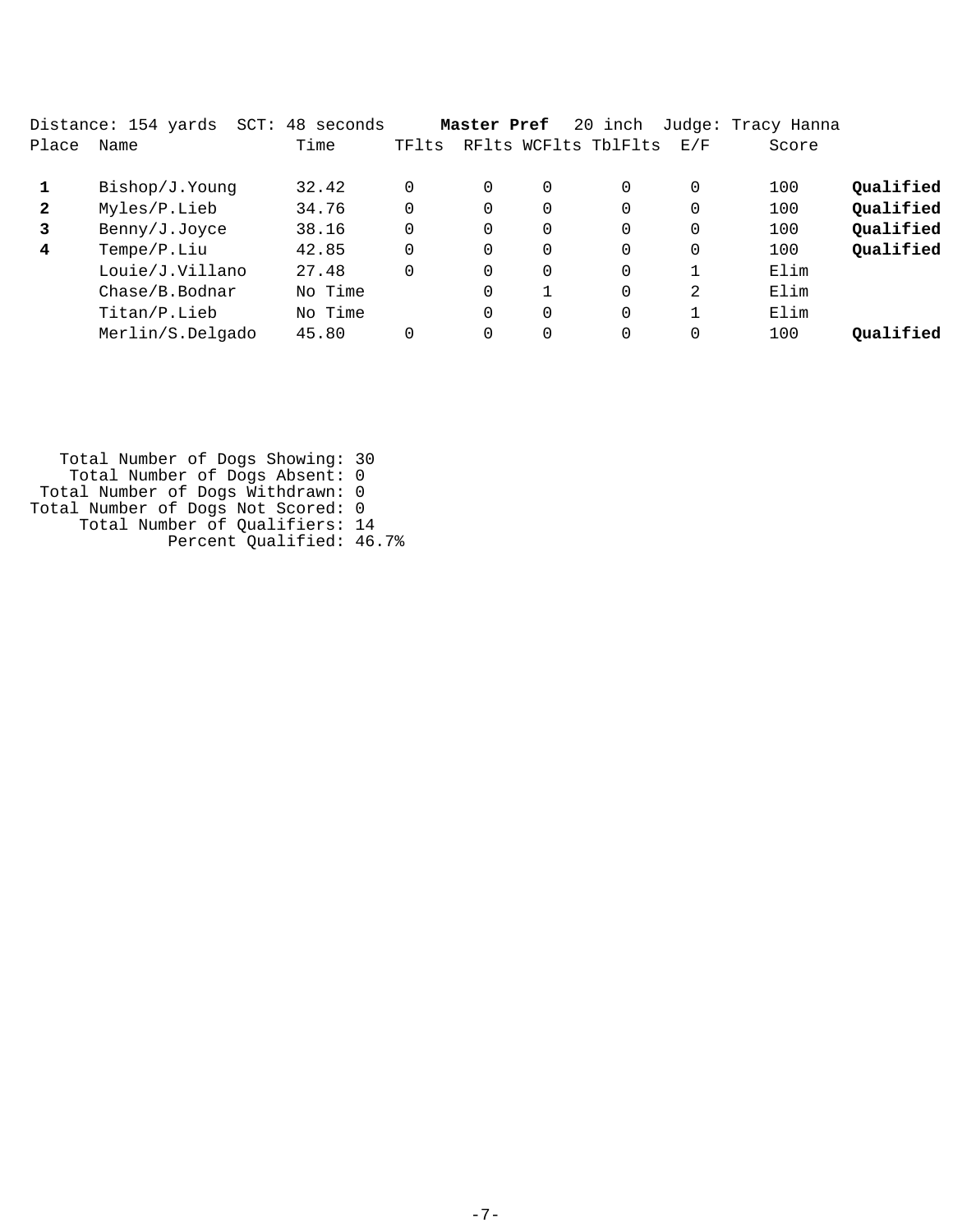Distance: 154 yards SCT: 48 seconds **Master Pref** 20 inch Judge: Tracy Hanna

| Place | Name | Time | TFlts | RFlts | WCFlts | TblFlts | E/F | Score | |
|---|---|---|---|---|---|---|---|---|---|
| **1** | Bishop/J.Young | 32.42 | 0 | 0 | 0 | 0 | 0 | 100 | **Qualified** |
| **2** | Myles/P.Lieb | 34.76 | 0 | 0 | 0 | 0 | 0 | 100 | **Qualified** |
| **3** | Benny/J.Joyce | 38.16 | 0 | 0 | 0 | 0 | 0 | 100 | **Qualified** |
| **4** | Tempe/P.Liu | 42.85 | 0 | 0 | 0 | 0 | 0 | 100 | **Qualified** |
| | Louie/J.Villano | 27.48 | 0 | 0 | 0 | 0 | 1 | Elim | |
| | Chase/B.Bodnar | No Time | | 0 | 1 | 0 | 2 | Elim | |
| | Titan/P.Lieb | No Time | | 0 | 0 | 0 | 1 | Elim | |
| | Merlin/S.Delgado | 45.80 | 0 | 0 | 0 | 0 | 0 | 100 | **Qualified** |

Total Number of Dogs Showing: 30
Total Number of Dogs Absent: 0
Total Number of Dogs Withdrawn: 0
Total Number of Dogs Not Scored: 0
Total Number of Qualifiers: 14
Percent Qualified: 46.7%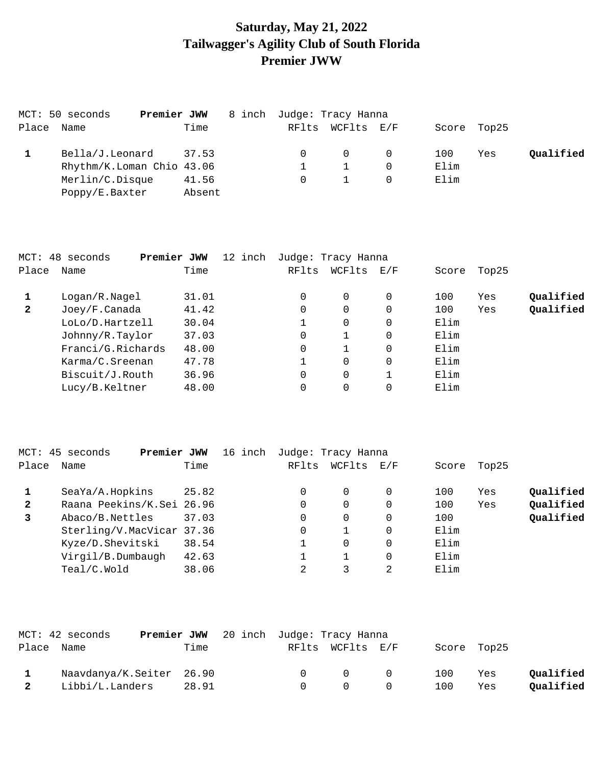# Saturday, May 21, 2022
# Tailwagger's Agility Club of South Florida
# Premier JWW

MCT: 50 seconds **Premier JWW** 8 inch Judge: Tracy Hanna

| Place | Name | Time | RFlts | WCFlts | E/F | Score | Top25 | |
|---|---|---|---|---|---|---|---|---|
| **1** | Bella/J.Leonard | 37.53 | 0 | 0 | 0 | 100 | Yes | **Qualified** |
| | Rhythm/K.Loman Chio | 43.06 | 1 | 1 | 0 | Elim | | |
| | Merlin/C.Disque | 41.56 | 0 | 1 | 0 | Elim | | |
| | Poppy/E.Baxter | Absent | | | | | | |

MCT: 48 seconds **Premier JWW** 12 inch Judge: Tracy Hanna

| Place | Name | Time | RFlts | WCFlts | E/F | Score | Top25 | |
|---|---|---|---|---|---|---|---|---|
| **1** | Logan/R.Nagel | 31.01 | 0 | 0 | 0 | 100 | Yes | **Qualified** |
| **2** | Joey/F.Canada | 41.42 | 0 | 0 | 0 | 100 | Yes | **Qualified** |
| | LoLo/D.Hartzell | 30.04 | 1 | 0 | 0 | Elim | | |
| | Johnny/R.Taylor | 37.03 | 0 | 1 | 0 | Elim | | |
| | Franci/G.Richards | 48.00 | 0 | 1 | 0 | Elim | | |
| | Karma/C.Sreenan | 47.78 | 1 | 0 | 0 | Elim | | |
| | Biscuit/J.Routh | 36.96 | 0 | 0 | 1 | Elim | | |
| | Lucy/B.Keltner | 48.00 | 0 | 0 | 0 | Elim | | |

MCT: 45 seconds **Premier JWW** 16 inch Judge: Tracy Hanna

| Place | Name | Time | RFlts | WCFlts | E/F | Score | Top25 | |
|---|---|---|---|---|---|---|---|---|
| **1** | SeaYa/A.Hopkins | 25.82 | 0 | 0 | 0 | 100 | Yes | **Qualified** |
| **2** | Raana Peekins/K.Sei | 26.96 | 0 | 0 | 0 | 100 | Yes | **Qualified** |
| **3** | Abaco/B.Nettles | 37.03 | 0 | 0 | 0 | 100 | | **Qualified** |
| | Sterling/V.MacVicar | 37.36 | 0 | 1 | 0 | Elim | | |
| | Kyze/D.Shevitski | 38.54 | 1 | 0 | 0 | Elim | | |
| | Virgil/B.Dumbaugh | 42.63 | 1 | 1 | 0 | Elim | | |
| | Teal/C.Wold | 38.06 | 2 | 3 | 2 | Elim | | |

MCT: 42 seconds **Premier JWW** 20 inch Judge: Tracy Hanna

| Place | Name | Time | RFlts | WCFlts | E/F | Score | Top25 | |
|---|---|---|---|---|---|---|---|---|
| **1** | Naavdanya/K.Seiter | 26.90 | 0 | 0 | 0 | 100 | Yes | **Qualified** |
| **2** | Libbi/L.Landers | 28.91 | 0 | 0 | 0 | 100 | Yes | **Qualified** |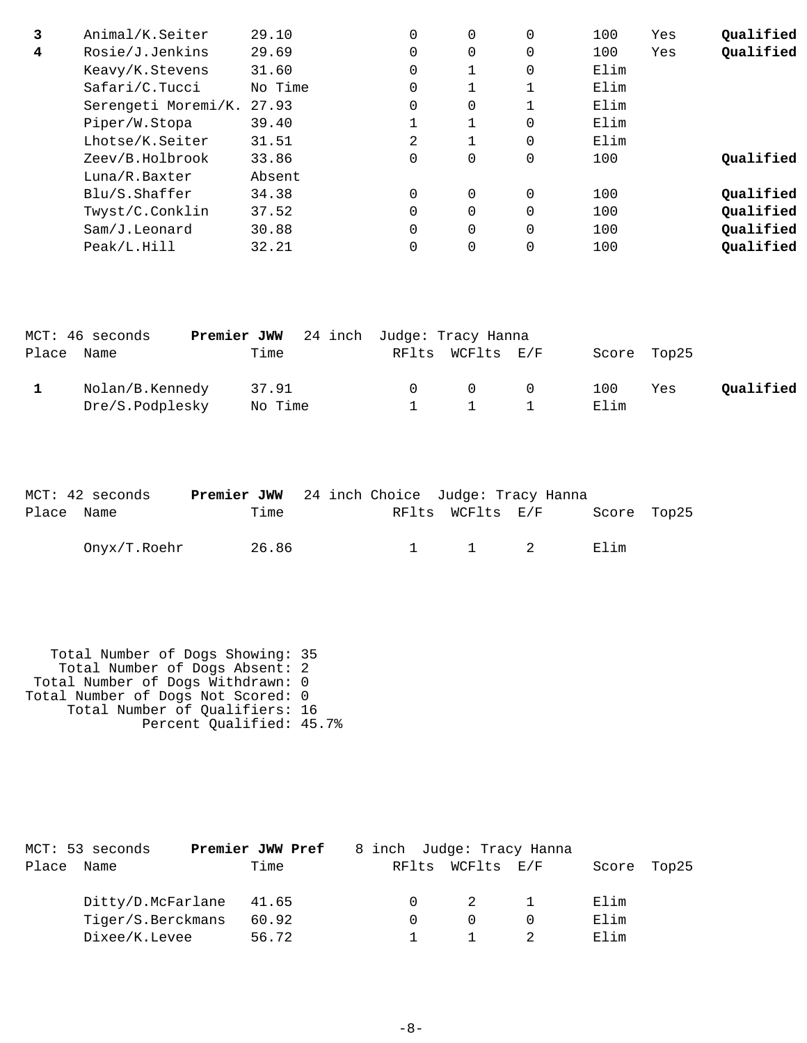| Place | Name | Time | RFlts | WCFlts | E/F | Score | Top25 | |
|---|---|---|---|---|---|---|---|---|
| **3** | Animal/K.Seiter | 29.10 | 0 | 0 | 0 | 100 | Yes | **Qualified** |
| **4** | Rosie/J.Jenkins | 29.69 | 0 | 0 | 0 | 100 | Yes | **Qualified** |
| | Keavy/K.Stevens | 31.60 | 0 | 1 | 0 | Elim | | |
| | Safari/C.Tucci | No Time | 0 | 1 | 1 | Elim | | |
| | Serengeti Moremi/K. | 27.93 | 0 | 0 | 1 | Elim | | |
| | Piper/W.Stopa | 39.40 | 1 | 1 | 0 | Elim | | |
| | Lhotse/K.Seiter | 31.51 | 2 | 1 | 0 | Elim | | |
| | Zeev/B.Holbrook | 33.86 | 0 | 0 | 0 | 100 | | **Qualified** |
| | Luna/R.Baxter | Absent | | | | | | |
| | Blu/S.Shaffer | 34.38 | 0 | 0 | 0 | 100 | | **Qualified** |
| | Twyst/C.Conklin | 37.52 | 0 | 0 | 0 | 100 | | **Qualified** |
| | Sam/J.Leonard | 30.88 | 0 | 0 | 0 | 100 | | **Qualified** |
| | Peak/L.Hill | 32.21 | 0 | 0 | 0 | 100 | | **Qualified** |

MCT: 46 seconds **Premier JWW** 24 inch Judge: Tracy Hanna

| Place | Name | Time | RFlts | WCFlts | E/F | Score | Top25 | |
|---|---|---|---|---|---|---|---|---|
| **1** | Nolan/B.Kennedy | 37.91 | 0 | 0 | 0 | 100 | Yes | **Qualified** |
| | Dre/S.Podplesky | No Time | 1 | 1 | 1 | Elim | | |

MCT: 42 seconds **Premier JWW** 24 inch Choice Judge: Tracy Hanna

| Place | Name | Time | RFlts | WCFlts | E/F | Score | Top25 |
|---|---|---|---|---|---|---|---|
| | Onyx/T.Roehr | 26.86 | 1 | 1 | 2 | Elim | |

Total Number of Dogs Showing: 35
Total Number of Dogs Absent: 2
Total Number of Dogs Withdrawn: 0
Total Number of Dogs Not Scored: 0
Total Number of Qualifiers: 16
Percent Qualified: 45.7%

MCT: 53 seconds **Premier JWW Pref** 8 inch Judge: Tracy Hanna

| Place | Name | Time | RFlts | WCFlts | E/F | Score | Top25 |
|---|---|---|---|---|---|---|---|
| | Ditty/D.McFarlane | 41.65 | 0 | 2 | 1 | Elim | |
| | Tiger/S.Berckmans | 60.92 | 0 | 0 | 0 | Elim | |
| | Dixee/K.Levee | 56.72 | 1 | 1 | 2 | Elim | |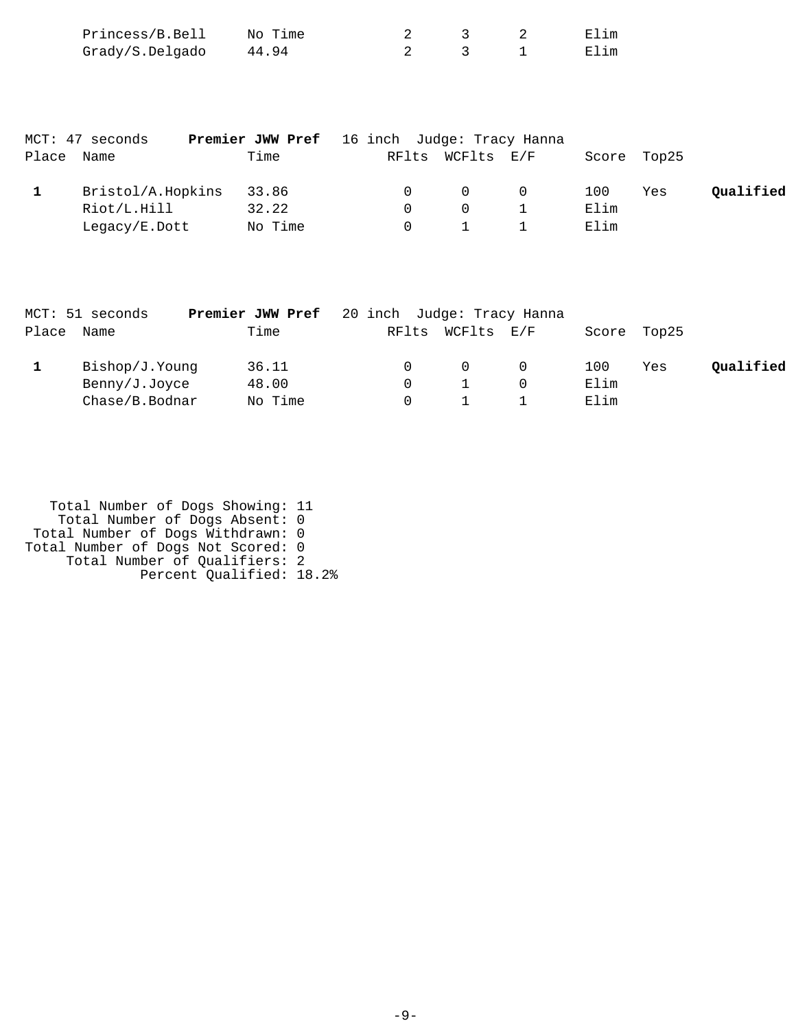| | Name | Time | RFlts | WCFlts | E/F | Score | Top25 | |
|---|---|---|---|---|---|---|---|---|
| | Princess/B.Bell | No Time | 2 | 3 | 2 | Elim | | |
| | Grady/S.Delgado | 44.94 | 2 | 3 | 1 | Elim | | |

MCT: 47 seconds **Premier JWW Pref** 16 inch Judge: Tracy Hanna

| Place | Name | Time | RFlts | WCFlts | E/F | Score | Top25 | |
|---|---|---|---|---|---|---|---|---|
| **1** | Bristol/A.Hopkins | 33.86 | 0 | 0 | 0 | 100 | Yes | **Qualified** |
| | Riot/L.Hill | 32.22 | 0 | 0 | 1 | Elim | | |
| | Legacy/E.Dott | No Time | 0 | 1 | 1 | Elim | | |

MCT: 51 seconds **Premier JWW Pref** 20 inch Judge: Tracy Hanna

| Place | Name | Time | RFlts | WCFlts | E/F | Score | Top25 | |
|---|---|---|---|---|---|---|---|---|
| **1** | Bishop/J.Young | 36.11 | 0 | 0 | 0 | 100 | Yes | **Qualified** |
| | Benny/J.Joyce | 48.00 | 0 | 1 | 0 | Elim | | |
| | Chase/B.Bodnar | No Time | 0 | 1 | 1 | Elim | | |

Total Number of Dogs Showing: 11
Total Number of Dogs Absent: 0
Total Number of Dogs Withdrawn: 0
Total Number of Dogs Not Scored: 0
Total Number of Qualifiers: 2
Percent Qualified: 18.2%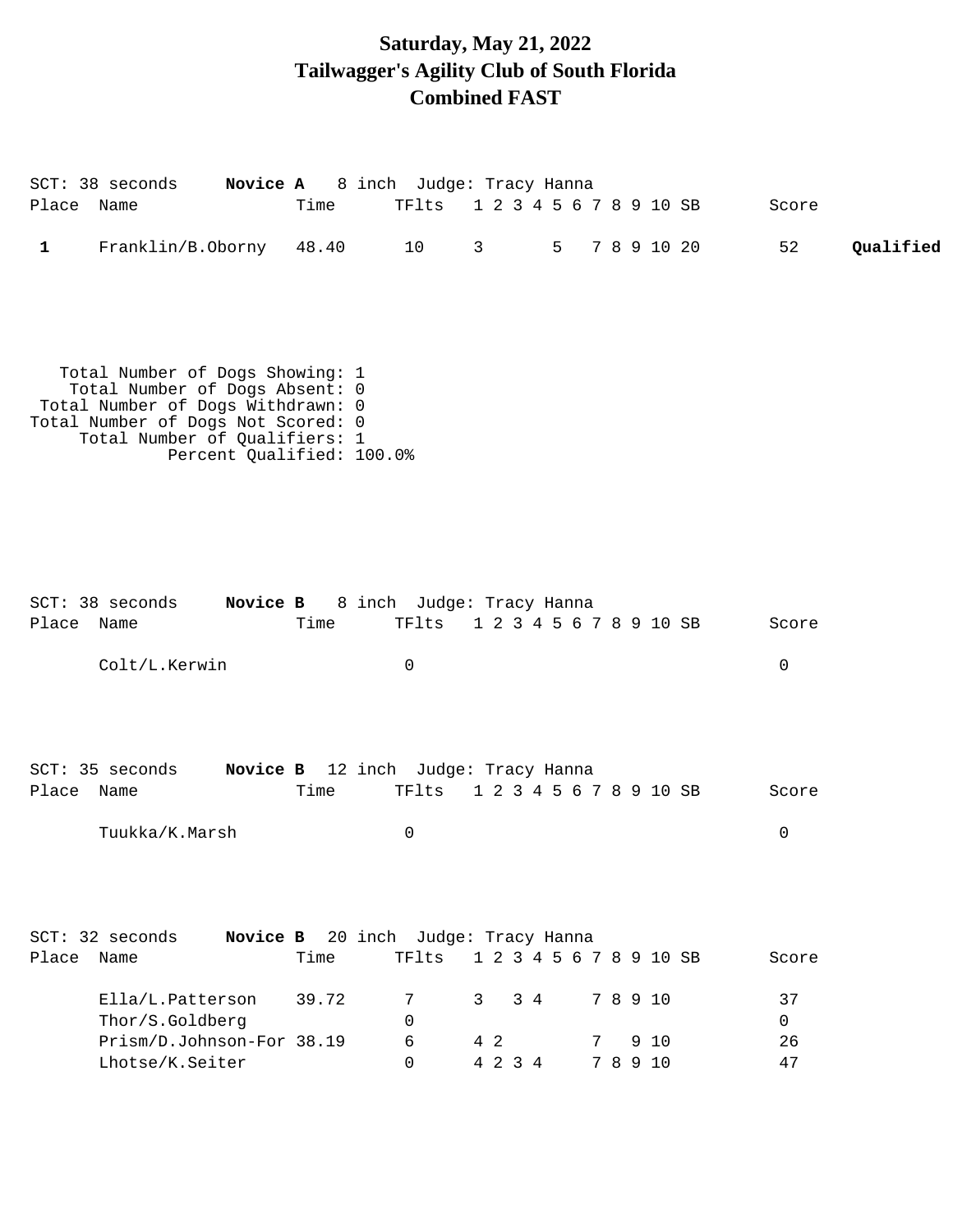# Saturday, May 21, 2022
# Tailwagger's Agility Club of South Florida
# Combined FAST

SCT: 38 seconds **Novice A** 8 inch Judge: Tracy Hanna

| Place | Name | Time | TFlts | 1 | 2 | 3 | 4 | 5 | 6 | 7 | 8 | 9 | 10 | SB | Score | |
|---|---|---|---|---|---|---|---|---|---|---|---|---|---|---|---|---|
| **1** | Franklin/B.Oborny | 48.40 | 10 | 3 | | | | 5 | | 7 | 8 | 9 | 10 | 20 | 52 | **Qualified** |

Total Number of Dogs Showing: 1
Total Number of Dogs Absent: 0
Total Number of Dogs Withdrawn: 0
Total Number of Dogs Not Scored: 0
Total Number of Qualifiers: 1
Percent Qualified: 100.0%

SCT: 38 seconds **Novice B** 8 inch Judge: Tracy Hanna

| Place | Name | Time | TFlts | 1 | 2 | 3 | 4 | 5 | 6 | 7 | 8 | 9 | 10 | SB | Score |
|---|---|---|---|---|---|---|---|---|---|---|---|---|---|---|---|
| | Colt/L.Kerwin | | 0 | | | | | | | | | | | | 0 |

SCT: 35 seconds **Novice B** 12 inch Judge: Tracy Hanna

| Place | Name | Time | TFlts | 1 | 2 | 3 | 4 | 5 | 6 | 7 | 8 | 9 | 10 | SB | Score |
|---|---|---|---|---|---|---|---|---|---|---|---|---|---|---|---|
| | Tuukka/K.Marsh | | 0 | | | | | | | | | | | | 0 |

SCT: 32 seconds **Novice B** 20 inch Judge: Tracy Hanna

| Place | Name | Time | TFlts | 1 | 2 | 3 | 4 | 5 | 6 | 7 | 8 | 9 | 10 | SB | Score |
|---|---|---|---|---|---|---|---|---|---|---|---|---|---|---|---|
| | Ella/L.Patterson | 39.72 | 7 | 3 | | 3 | 4 | | | 7 | 8 | 9 | 10 | | 37 |
| | Thor/S.Goldberg | | 0 | | | | | | | | | | | | 0 |
| | Prism/D.Johnson-For | 38.19 | 6 | 4 | 2 | | | | | 7 | | 9 | 10 | | 26 |
| | Lhotse/K.Seiter | | 0 | 4 | 2 | 3 | 4 | | | 7 | 8 | 9 | 10 | | 47 |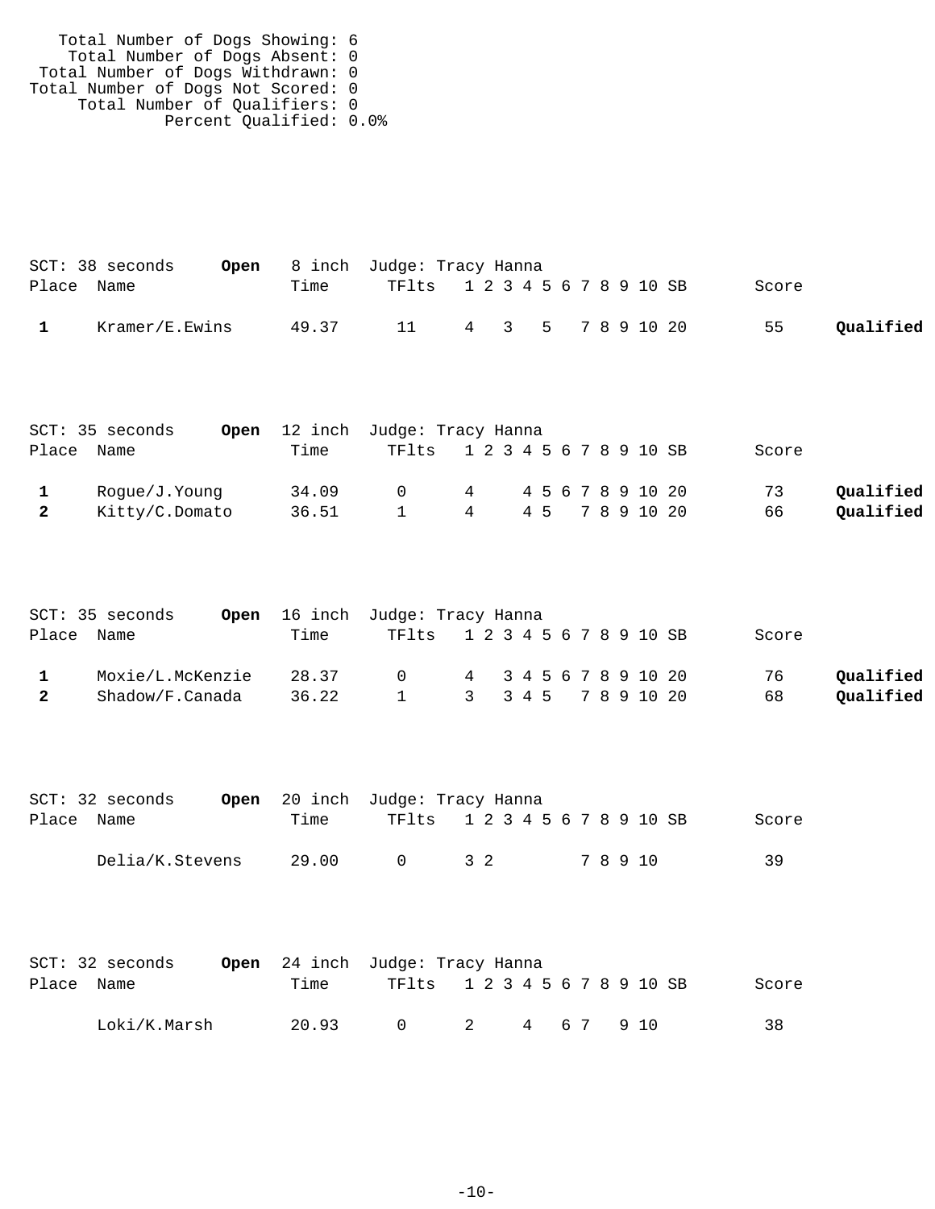Total Number of Dogs Showing: 6
Total Number of Dogs Absent: 0
Total Number of Dogs Withdrawn: 0
Total Number of Dogs Not Scored: 0
Total Number of Qualifiers: 0
Percent Qualified: 0.0%

SCT: 38 seconds **Open** 8 inch Judge: Tracy Hanna

| Place | Name | Time | TFlts | 1 | 2 | 3 | 4 | 5 | 6 | 7 | 8 | 9 | 10 | SB | Score | |
|---|---|---|---|---|---|---|---|---|---|---|---|---|---|---|---|---|
| **1** | Kramer/E.Ewins | 49.37 | 11 | 4 | | 3 | | 5 | | 7 | 8 | 9 | 10 | 20 | 55 | **Qualified** |

SCT: 35 seconds **Open** 12 inch Judge: Tracy Hanna

| Place | Name | Time | TFlts | 1 | 2 | 3 | 4 | 5 | 6 | 7 | 8 | 9 | 10 | SB | Score | |
|---|---|---|---|---|---|---|---|---|---|---|---|---|---|---|---|---|
| **1** | Rogue/J.Young | 34.09 | 0 | 4 | | | 4 | 5 | 6 | 7 | 8 | 9 | 10 | 20 | 73 | **Qualified** |
| **2** | Kitty/C.Domato | 36.51 | 1 | 4 | | | 4 | 5 | | 7 | 8 | 9 | 10 | 20 | 66 | **Qualified** |

SCT: 35 seconds **Open** 16 inch Judge: Tracy Hanna

| Place | Name | Time | TFlts | 1 | 2 | 3 | 4 | 5 | 6 | 7 | 8 | 9 | 10 | SB | Score | |
|---|---|---|---|---|---|---|---|---|---|---|---|---|---|---|---|---|
| **1** | Moxie/L.McKenzie | 28.37 | 0 | 4 | | 3 | 4 | 5 | 6 | 7 | 8 | 9 | 10 | 20 | 76 | **Qualified** |
| **2** | Shadow/F.Canada | 36.22 | 1 | 3 | | 3 | 4 | 5 | | 7 | 8 | 9 | 10 | 20 | 68 | **Qualified** |

SCT: 32 seconds **Open** 20 inch Judge: Tracy Hanna

| Place | Name | Time | TFlts | 1 | 2 | 3 | 4 | 5 | 6 | 7 | 8 | 9 | 10 | SB | Score |
|---|---|---|---|---|---|---|---|---|---|---|---|---|---|---|---|
| | Delia/K.Stevens | 29.00 | 0 | 3 | 2 | | | | | 7 | 8 | 9 | 10 | | 39 |

SCT: 32 seconds **Open** 24 inch Judge: Tracy Hanna

| Place | Name | Time | TFlts | 1 | 2 | 3 | 4 | 5 | 6 | 7 | 8 | 9 | 10 | SB | Score |
|---|---|---|---|---|---|---|---|---|---|---|---|---|---|---|---|
| | Loki/K.Marsh | 20.93 | 0 | 2 | | | 4 | | 6 | 7 | | 9 | 10 | | 38 |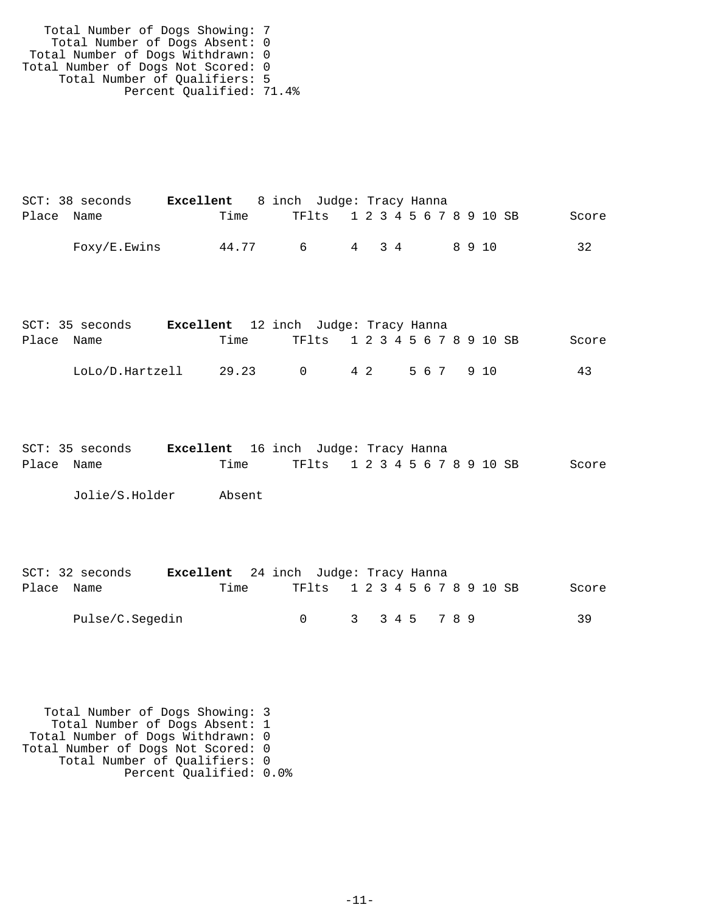Total Number of Dogs Showing: 7
Total Number of Dogs Absent: 0
Total Number of Dogs Withdrawn: 0
Total Number of Dogs Not Scored: 0
Total Number of Qualifiers: 5
Percent Qualified: 71.4%

SCT: 38 seconds **Excellent** 8 inch Judge: Tracy Hanna

| Place | Name | Time | TFlts | 1 | 2 | 3 | 4 | 5 | 6 | 7 | 8 | 9 | 10 | SB | Score |
|---|---|---|---|---|---|---|---|---|---|---|---|---|---|---|---|
| | Foxy/E.Ewins | 44.77 | 6 | 4 | | 3 | 4 | | | | 8 | 9 | 10 | | 32 |

SCT: 35 seconds **Excellent** 12 inch Judge: Tracy Hanna

| Place | Name | Time | TFlts | 1 | 2 | 3 | 4 | 5 | 6 | 7 | 8 | 9 | 10 | SB | Score |
|---|---|---|---|---|---|---|---|---|---|---|---|---|---|---|---|
| | LoLo/D.Hartzell | 29.23 | 0 | 4 | 2 | | | 5 | 6 | 7 | | 9 | 10 | | 43 |

SCT: 35 seconds **Excellent** 16 inch Judge: Tracy Hanna

| Place | Name | Time | TFlts | 1 | 2 | 3 | 4 | 5 | 6 | 7 | 8 | 9 | 10 | SB | Score |
|---|---|---|---|---|---|---|---|---|---|---|---|---|---|---|---|
| | Jolie/S.Holder | Absent | | | | | | | | | | | | | |

SCT: 32 seconds **Excellent** 24 inch Judge: Tracy Hanna

| Place | Name | Time | TFlts | 1 | 2 | 3 | 4 | 5 | 6 | 7 | 8 | 9 | 10 | SB | Score |
|---|---|---|---|---|---|---|---|---|---|---|---|---|---|---|---|
| | Pulse/C.Segedin | | 0 | 3 | | 3 | 4 | 5 | | 7 | 8 | 9 | | | 39 |

Total Number of Dogs Showing: 3
Total Number of Dogs Absent: 1
Total Number of Dogs Withdrawn: 0
Total Number of Dogs Not Scored: 0
Total Number of Qualifiers: 0
Percent Qualified: 0.0%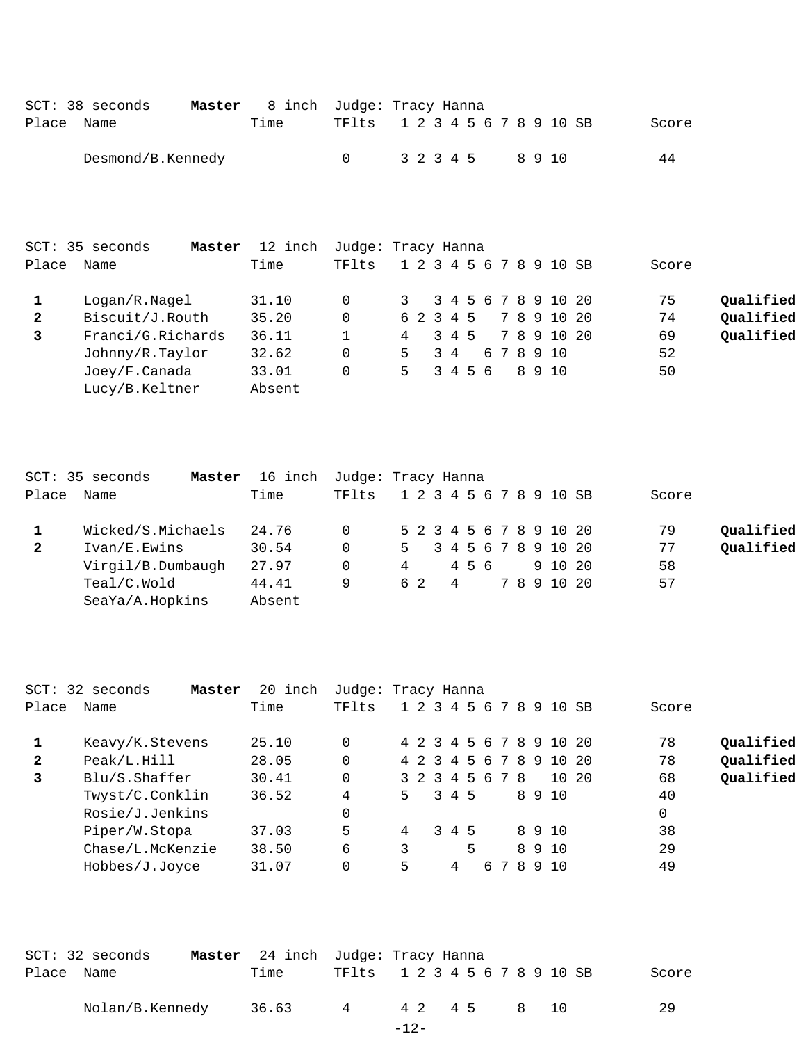SCT: 38 seconds **Master** 8 inch Judge: Tracy Hanna

| Place | Name | Time | TFlts | 1 | 2 | 3 | 4 | 5 | 6 | 7 | 8 | 9 | 10 | SB | Score | |
|---|---|---|---|---|---|---|---|---|---|---|---|---|---|---|---|---|
| | Desmond/B.Kennedy | | 0 | 3 | 2 | 3 | 4 | 5 | | | 8 | 9 | 10 | | 44 | |

SCT: 35 seconds **Master** 12 inch Judge: Tracy Hanna

| Place | Name | Time | TFlts | 1 | 2 | 3 | 4 | 5 | 6 | 7 | 8 | 9 | 10 | SB | Score | |
|---|---|---|---|---|---|---|---|---|---|---|---|---|---|---|---|---|
| 1 | Logan/R.Nagel | 31.10 | 0 | 3 | | 3 | 4 | 5 | 6 | 7 | 8 | 9 | 10 | 20 | 75 | **Qualified** |
| 2 | Biscuit/J.Routh | 35.20 | 0 | 6 | 2 | 3 | 4 | 5 | | 7 | 8 | 9 | 10 | 20 | 74 | **Qualified** |
| 3 | Franci/G.Richards | 36.11 | 1 | 4 | | 3 | 4 | 5 | | 7 | 8 | 9 | 10 | 20 | 69 | **Qualified** |
| | Johnny/R.Taylor | 32.62 | 0 | 5 | | 3 | 4 | | 6 | 7 | 8 | 9 | 10 | | 52 | |
| | Joey/F.Canada | 33.01 | 0 | 5 | | 3 | 4 | 5 | 6 | | 8 | 9 | 10 | | 50 | |
| | Lucy/B.Keltner | Absent | | | | | | | | | | | | | | |

SCT: 35 seconds **Master** 16 inch Judge: Tracy Hanna

| Place | Name | Time | TFlts | 1 | 2 | 3 | 4 | 5 | 6 | 7 | 8 | 9 | 10 | SB | Score | |
|---|---|---|---|---|---|---|---|---|---|---|---|---|---|---|---|---|
| 1 | Wicked/S.Michaels | 24.76 | 0 | 5 | 2 | 3 | 4 | 5 | 6 | 7 | 8 | 9 | 10 | 20 | 79 | **Qualified** |
| 2 | Ivan/E.Ewins | 30.54 | 0 | 5 | | 3 | 4 | 5 | 6 | 7 | 8 | 9 | 10 | 20 | 77 | **Qualified** |
| | Virgil/B.Dumbaugh | 27.97 | 0 | 4 | | | 4 | 5 | 6 | | | 9 | 10 | 20 | 58 | |
| | Teal/C.Wold | 44.41 | 9 | 6 | 2 | | 4 | | | 7 | 8 | 9 | 10 | 20 | 57 | |
| | SeaYa/A.Hopkins | Absent | | | | | | | | | | | | | | |

SCT: 32 seconds **Master** 20 inch Judge: Tracy Hanna

| Place | Name | Time | TFlts | 1 | 2 | 3 | 4 | 5 | 6 | 7 | 8 | 9 | 10 | SB | Score | |
|---|---|---|---|---|---|---|---|---|---|---|---|---|---|---|---|---|
| 1 | Keavy/K.Stevens | 25.10 | 0 | 4 | 2 | 3 | 4 | 5 | 6 | 7 | 8 | 9 | 10 | 20 | 78 | **Qualified** |
| 2 | Peak/L.Hill | 28.05 | 0 | 4 | 2 | 3 | 4 | 5 | 6 | 7 | 8 | 9 | 10 | 20 | 78 | **Qualified** |
| 3 | Blu/S.Shaffer | 30.41 | 0 | 3 | 2 | 3 | 4 | 5 | 6 | 7 | 8 | | 10 | 20 | 68 | **Qualified** |
| | Twyst/C.Conklin | 36.52 | 4 | 5 | | 3 | 4 | 5 | | | 8 | 9 | 10 | | 40 | |
| | Rosie/J.Jenkins | | 0 | | | | | | | | | | | | 0 | |
| | Piper/W.Stopa | 37.03 | 5 | 4 | | 3 | 4 | 5 | | | 8 | 9 | 10 | | 38 | |
| | Chase/L.McKenzie | 38.50 | 6 | 3 | | | | 5 | | | 8 | 9 | 10 | | 29 | |
| | Hobbes/J.Joyce | 31.07 | 0 | 5 | | | 4 | | 6 | 7 | 8 | 9 | 10 | | 49 | |

SCT: 32 seconds **Master** 24 inch Judge: Tracy Hanna

| Place | Name | Time | TFlts | 1 | 2 | 3 | 4 | 5 | 6 | 7 | 8 | 9 | 10 | SB | Score | |
|---|---|---|---|---|---|---|---|---|---|---|---|---|---|---|---|---|
| | Nolan/B.Kennedy | 36.63 | 4 | 4 | 2 | | 4 | 5 | | | 8 | | 10 | | 29 | |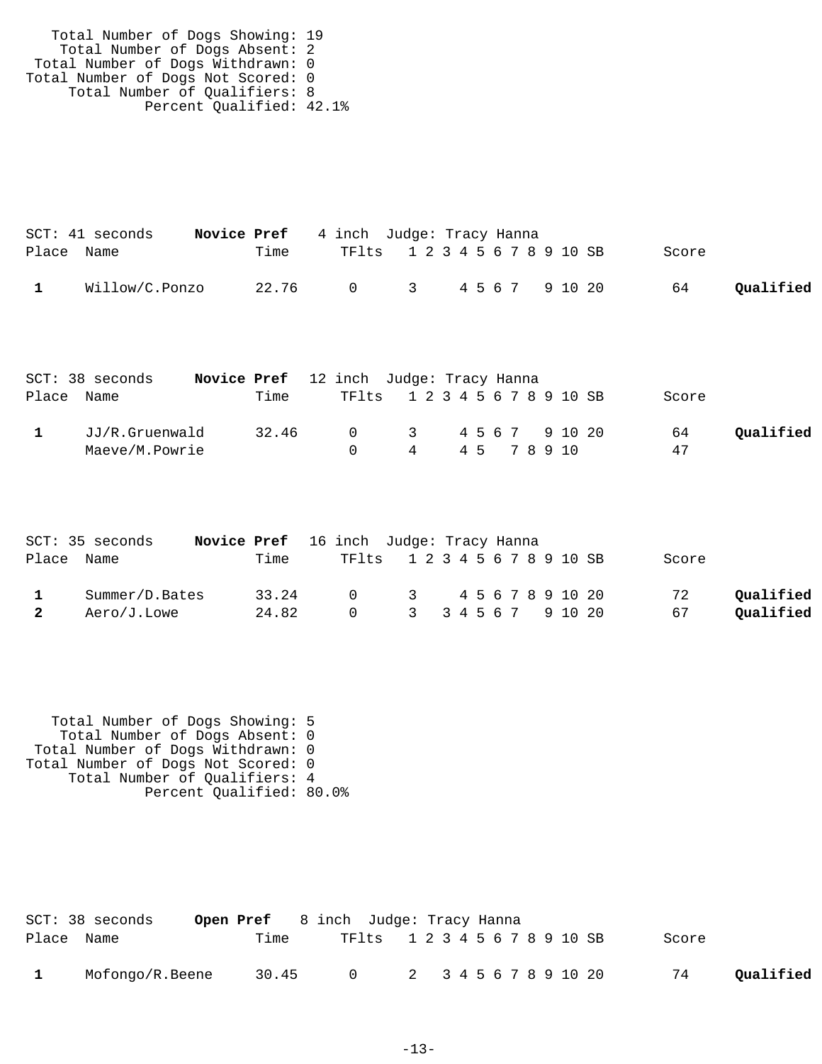Total Number of Dogs Showing: 19
Total Number of Dogs Absent: 2
Total Number of Dogs Withdrawn: 0
Total Number of Dogs Not Scored: 0
Total Number of Qualifiers: 8
Percent Qualified: 42.1%

SCT: 41 seconds **Novice Pref** 4 inch Judge: Tracy Hanna

| Place | Name | Time | TFlts | 1 2 3 4 5 6 7 8 9 10 SB | Score | |
|---|---|---|---|---|---|---|
| **1** | Willow/C.Ponzo | 22.76 | 0 | 3 4 5 6 7 9 10 20 | 64 | **Qualified** |

SCT: 38 seconds **Novice Pref** 12 inch Judge: Tracy Hanna

| Place | Name | Time | TFlts | 1 2 3 4 5 6 7 8 9 10 SB | Score | |
|---|---|---|---|---|---|---|
| **1** | JJ/R.Gruenwald | 32.46 | 0 | 3 4 5 6 7 9 10 20 | 64 | **Qualified** |
| | Maeve/M.Powrie | | 0 | 4 4 5 7 8 9 10 | 47 | |

SCT: 35 seconds **Novice Pref** 16 inch Judge: Tracy Hanna

| Place | Name | Time | TFlts | 1 2 3 4 5 6 7 8 9 10 SB | Score | |
|---|---|---|---|---|---|---|
| **1** | Summer/D.Bates | 33.24 | 0 | 3 4 5 6 7 8 9 10 20 | 72 | **Qualified** |
| **2** | Aero/J.Lowe | 24.82 | 0 | 3 3 4 5 6 7 9 10 20 | 67 | **Qualified** |

Total Number of Dogs Showing: 5
Total Number of Dogs Absent: 0
Total Number of Dogs Withdrawn: 0
Total Number of Dogs Not Scored: 0
Total Number of Qualifiers: 4
Percent Qualified: 80.0%

SCT: 38 seconds **Open Pref** 8 inch Judge: Tracy Hanna

| Place | Name | Time | TFlts | 1 2 3 4 5 6 7 8 9 10 SB | Score | |
|---|---|---|---|---|---|---|
| **1** | Mofongo/R.Beene | 30.45 | 0 | 2 3 4 5 6 7 8 9 10 20 | 74 | **Qualified** |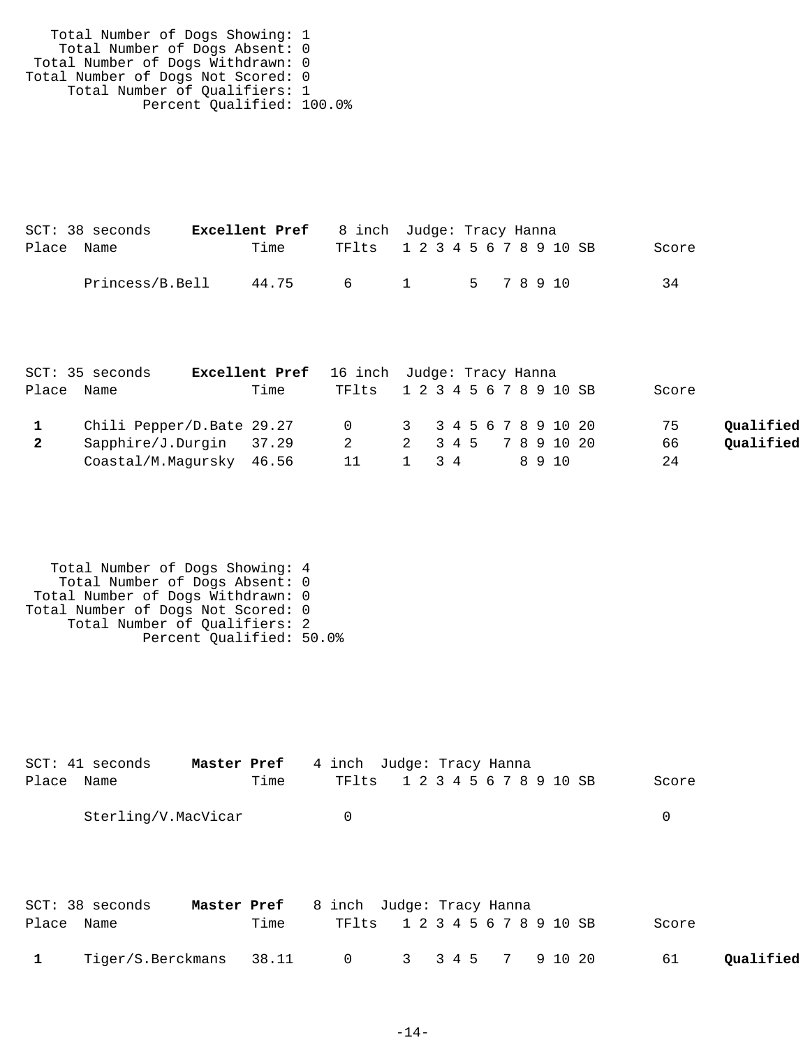Total Number of Dogs Showing: 1
Total Number of Dogs Absent: 0
Total Number of Dogs Withdrawn: 0
Total Number of Dogs Not Scored: 0
Total Number of Qualifiers: 1
Percent Qualified: 100.0%

SCT: 38 seconds **Excellent Pref** 8 inch Judge: Tracy Hanna

| Place | Name | Time | TFlts | 1 | 2 | 3 | 4 | 5 | 6 | 7 | 8 | 9 | 10 | SB | Score | |
|---|---|---|---|---|---|---|---|---|---|---|---|---|---|---|---|---|
| | Princess/B.Bell | 44.75 | 6 | 1 | | | | 5 | | 7 | 8 | 9 | 10 | | 34 | |

SCT: 35 seconds **Excellent Pref** 16 inch Judge: Tracy Hanna

| Place | Name | Time | TFlts | 1 | 2 | 3 | 4 | 5 | 6 | 7 | 8 | 9 | 10 | SB | Score | |
|---|---|---|---|---|---|---|---|---|---|---|---|---|---|---|---|---|
| **1** | Chili Pepper/D.Bate | 29.27 | 0 | 3 | | 3 | 4 | 5 | 6 | 7 | 8 | 9 | 10 | 20 | 75 | **Qualified** |
| **2** | Sapphire/J.Durgin | 37.29 | 2 | 2 | | 3 | 4 | 5 | | 7 | 8 | 9 | 10 | 20 | 66 | **Qualified** |
| | Coastal/M.Magursky | 46.56 | 11 | 1 | | 3 | 4 | | | | 8 | 9 | 10 | | 24 | |

Total Number of Dogs Showing: 4
Total Number of Dogs Absent: 0
Total Number of Dogs Withdrawn: 0
Total Number of Dogs Not Scored: 0
Total Number of Qualifiers: 2
Percent Qualified: 50.0%

SCT: 41 seconds **Master Pref** 4 inch Judge: Tracy Hanna

| Place | Name | Time | TFlts | 1 | 2 | 3 | 4 | 5 | 6 | 7 | 8 | 9 | 10 | SB | Score | |
|---|---|---|---|---|---|---|---|---|---|---|---|---|---|---|---|---|
| | Sterling/V.MacVicar | | 0 | | | | | | | | | | | | 0 | |

SCT: 38 seconds **Master Pref** 8 inch Judge: Tracy Hanna

| Place | Name | Time | TFlts | 1 | 2 | 3 | 4 | 5 | 6 | 7 | 8 | 9 | 10 | SB | Score | |
|---|---|---|---|---|---|---|---|---|---|---|---|---|---|---|---|---|
| **1** | Tiger/S.Berckmans | 38.11 | 0 | 3 | | 3 | 4 | 5 | | 7 | | 9 | 10 | 20 | 61 | **Qualified** |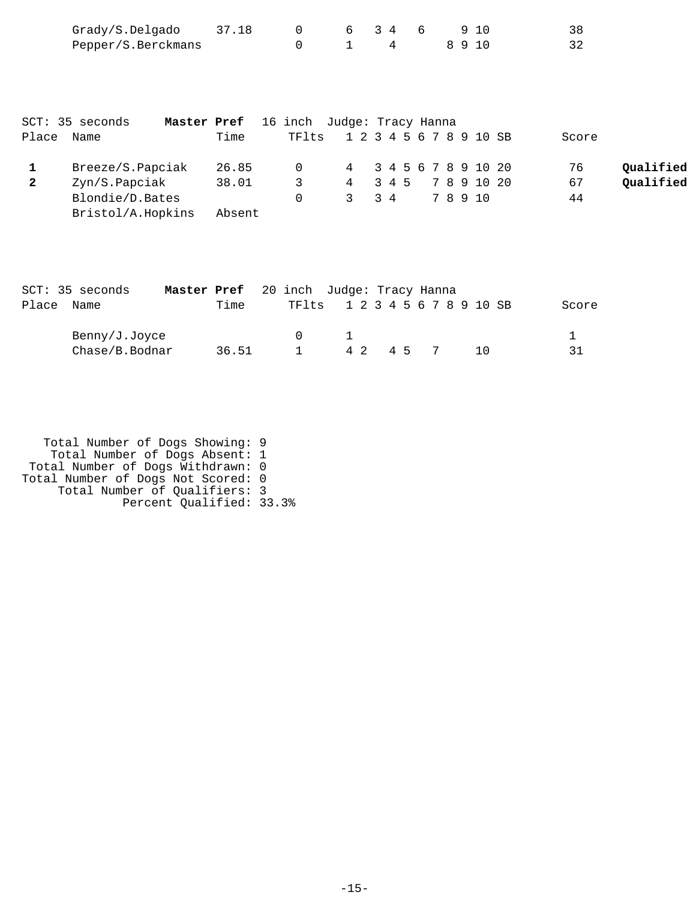| Place | Name | Time | TFlts | 1 | 2 | 3 | 4 | 5 | 6 | 7 | 8 | 9 | 10 | SB | Score | |
|---|---|---|---|---|---|---|---|---|---|---|---|---|---|---|---|---|
| | Grady/S.Delgado | 37.18 | 0 | 6 | | 3 | 4 | | 6 | | | 9 | 10 | | 38 | |
| | Pepper/S.Berckmans | | 0 | 1 | | | 4 | | | | 8 | 9 | 10 | | 32 | |

SCT: 35 seconds **Master Pref** 16 inch Judge: Tracy Hanna

| Place | Name | Time | TFlts | 1 | 2 | 3 | 4 | 5 | 6 | 7 | 8 | 9 | 10 | SB | Score | |
|---|---|---|---|---|---|---|---|---|---|---|---|---|---|---|---|---|
| **1** | Breeze/S.Papciak | 26.85 | 0 | 4 | | 3 | 4 | 5 | 6 | 7 | 8 | 9 | 10 | 20 | 76 | **Qualified** |
| **2** | Zyn/S.Papciak | 38.01 | 3 | 4 | | 3 | 4 | 5 | | 7 | 8 | 9 | 10 | 20 | 67 | **Qualified** |
| | Blondie/D.Bates | | 0 | 3 | | 3 | 4 | | | 7 | 8 | 9 | 10 | | 44 | |
| | Bristol/A.Hopkins | Absent | | | | | | | | | | | | | | |

SCT: 35 seconds **Master Pref** 20 inch Judge: Tracy Hanna

| Place | Name | Time | TFlts | 1 | 2 | 3 | 4 | 5 | 6 | 7 | 8 | 9 | 10 | SB | Score |
|---|---|---|---|---|---|---|---|---|---|---|---|---|---|---|---|
| | Benny/J.Joyce | | 0 | 1 | | | | | | | | | | | 1 |
| | Chase/B.Bodnar | 36.51 | 1 | 4 | 2 | | 4 | 5 | | 7 | | | 10 | | 31 |

Total Number of Dogs Showing: 9
Total Number of Dogs Absent: 1
Total Number of Dogs Withdrawn: 0
Total Number of Dogs Not Scored: 0
Total Number of Qualifiers: 3
Percent Qualified: 33.3%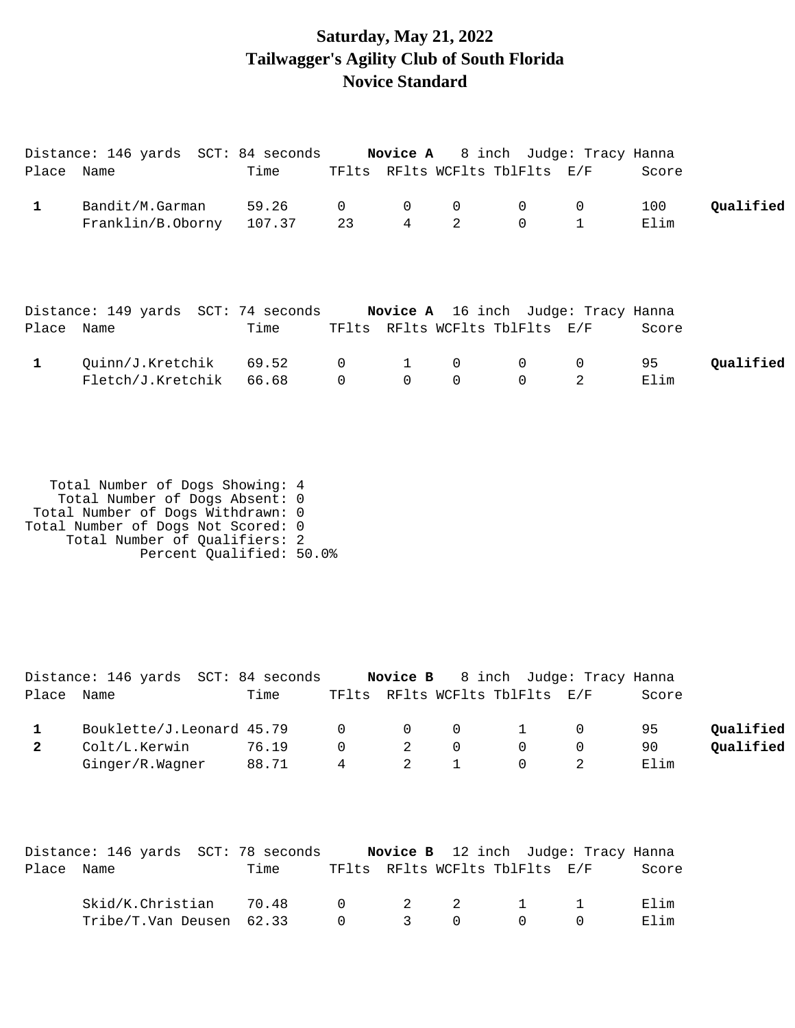# Saturday, May 21, 2022
# Tailwagger's Agility Club of South Florida
# Novice Standard

Distance: 146 yards  SCT: 84 seconds  **Novice A**  8 inch  Judge: Tracy Hanna

| Place | Name | Time | TFlts | RFlts | WCFlts | TblFlts | E/F | Score | |
|---|---|---|---|---|---|---|---|---|---|
| **1** | Bandit/M.Garman | 59.26 | 0 | 0 | 0 | 0 | 0 | 100 | **Qualified** |
| | Franklin/B.Oborny | 107.37 | 23 | 4 | 2 | 0 | 1 | Elim | |

Distance: 149 yards  SCT: 74 seconds  **Novice A**  16 inch  Judge: Tracy Hanna

| Place | Name | Time | TFlts | RFlts | WCFlts | TblFlts | E/F | Score | |
|---|---|---|---|---|---|---|---|---|---|
| **1** | Quinn/J.Kretchik | 69.52 | 0 | 1 | 0 | 0 | 0 | 95 | **Qualified** |
| | Fletch/J.Kretchik | 66.68 | 0 | 0 | 0 | 0 | 2 | Elim | |

Total Number of Dogs Showing: 4
Total Number of Dogs Absent: 0
Total Number of Dogs Withdrawn: 0
Total Number of Dogs Not Scored: 0
Total Number of Qualifiers: 2
Percent Qualified: 50.0%

Distance: 146 yards  SCT: 84 seconds  **Novice B**  8 inch  Judge: Tracy Hanna

| Place | Name | Time | TFlts | RFlts | WCFlts | TblFlts | E/F | Score | |
|---|---|---|---|---|---|---|---|---|---|
| **1** | Bouklette/J.Leonard | 45.79 | 0 | 0 | 0 | 1 | 0 | 95 | **Qualified** |
| **2** | Colt/L.Kerwin | 76.19 | 0 | 2 | 0 | 0 | 0 | 90 | **Qualified** |
| | Ginger/R.Wagner | 88.71 | 4 | 2 | 1 | 0 | 2 | Elim | |

Distance: 146 yards  SCT: 78 seconds  **Novice B**  12 inch  Judge: Tracy Hanna

| Place | Name | Time | TFlts | RFlts | WCFlts | TblFlts | E/F | Score |
|---|---|---|---|---|---|---|---|---|
| | Skid/K.Christian | 70.48 | 0 | 2 | 2 | 1 | 1 | Elim |
| | Tribe/T.Van Deusen | 62.33 | 0 | 3 | 0 | 0 | 0 | Elim |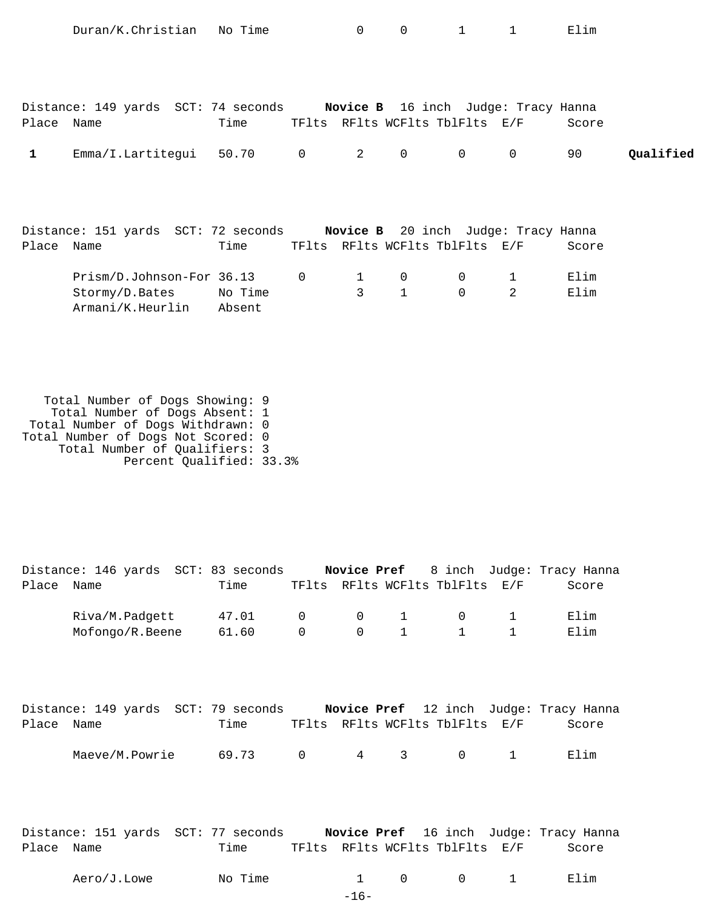| Place | Name | Time | TFlts | RFlts | WCFlts | TblFlts | E/F | Score | |
|---|---|---|---|---|---|---|---|---|---|
| | Duran/K.Christian | No Time | | 0 | 0 | 1 | 1 | Elim | |

Distance: 149 yards SCT: 74 seconds **Novice B** 16 inch Judge: Tracy Hanna

| Place | Name | Time | TFlts | RFlts | WCFlts | TblFlts | E/F | Score | |
|---|---|---|---|---|---|---|---|---|---|
| **1** | Emma/I.Lartitegui | 50.70 | 0 | 2 | 0 | 0 | 0 | 90 | **Qualified** |

Distance: 151 yards SCT: 72 seconds **Novice B** 20 inch Judge: Tracy Hanna

| Place | Name | Time | TFlts | RFlts | WCFlts | TblFlts | E/F | Score |
|---|---|---|---|---|---|---|---|---|
| | Prism/D.Johnson-For | 36.13 | 0 | 1 | 0 | 0 | 1 | Elim |
| | Stormy/D.Bates | No Time | | 3 | 1 | 0 | 2 | Elim |
| | Armani/K.Heurlin | Absent | | | | | | |

Total Number of Dogs Showing: 9
Total Number of Dogs Absent: 1
Total Number of Dogs Withdrawn: 0
Total Number of Dogs Not Scored: 0
Total Number of Qualifiers: 3
Percent Qualified: 33.3%

Distance: 146 yards SCT: 83 seconds **Novice Pref** 8 inch Judge: Tracy Hanna

| Place | Name | Time | TFlts | RFlts | WCFlts | TblFlts | E/F | Score |
|---|---|---|---|---|---|---|---|---|
| | Riva/M.Padgett | 47.01 | 0 | 0 | 1 | 0 | 1 | Elim |
| | Mofongo/R.Beene | 61.60 | 0 | 0 | 1 | 1 | 1 | Elim |

Distance: 149 yards SCT: 79 seconds **Novice Pref** 12 inch Judge: Tracy Hanna

| Place | Name | Time | TFlts | RFlts | WCFlts | TblFlts | E/F | Score |
|---|---|---|---|---|---|---|---|---|
| | Maeve/M.Powrie | 69.73 | 0 | 4 | 3 | 0 | 1 | Elim |

Distance: 151 yards SCT: 77 seconds **Novice Pref** 16 inch Judge: Tracy Hanna

| Place | Name | Time | TFlts | RFlts | WCFlts | TblFlts | E/F | Score |
|---|---|---|---|---|---|---|---|---|
| | Aero/J.Lowe | No Time | | 1 | 0 | 0 | 1 | Elim |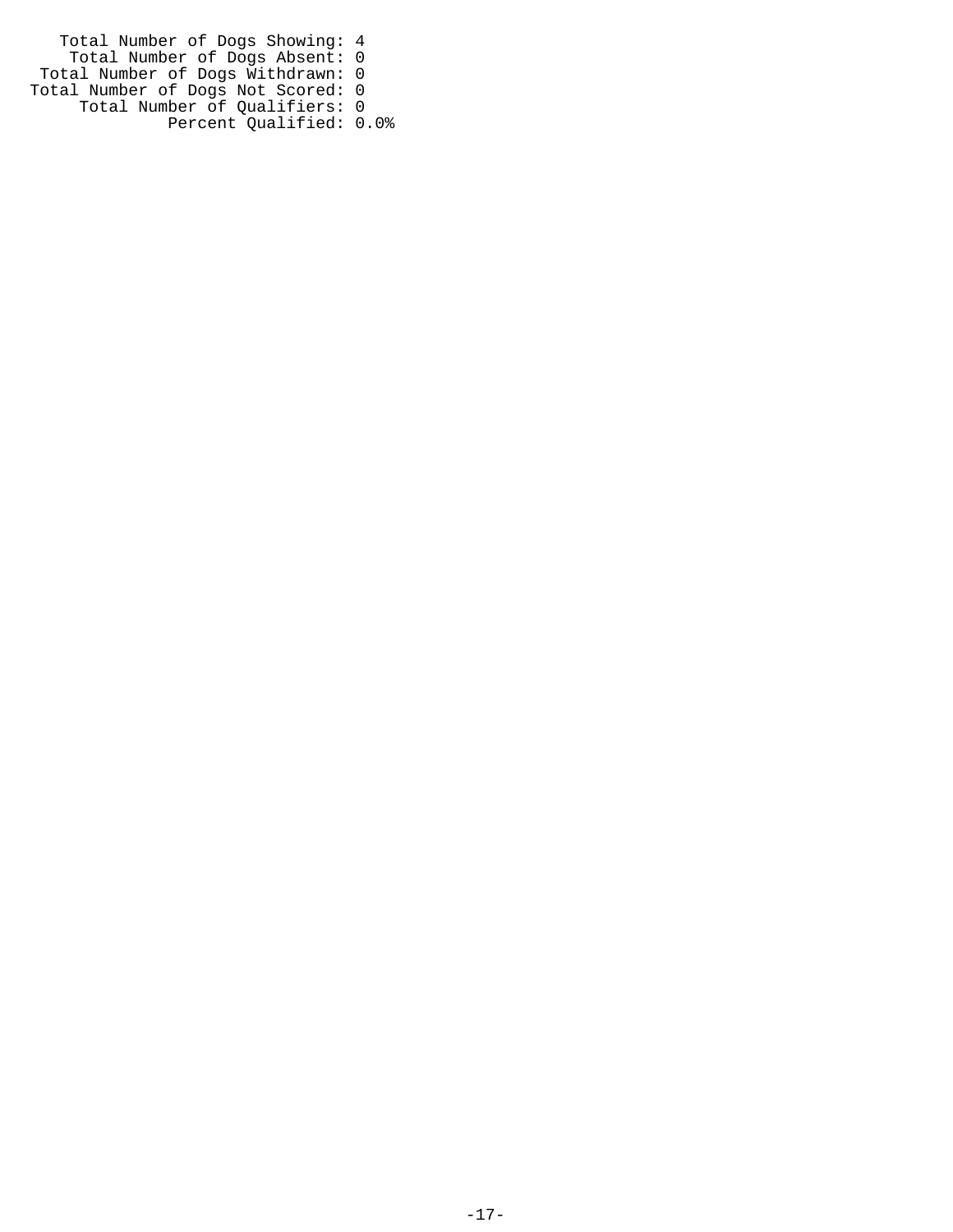Total Number of Dogs Showing: 4
Total Number of Dogs Absent: 0
Total Number of Dogs Withdrawn: 0
Total Number of Dogs Not Scored: 0
Total Number of Qualifiers: 0
Percent Qualified: 0.0%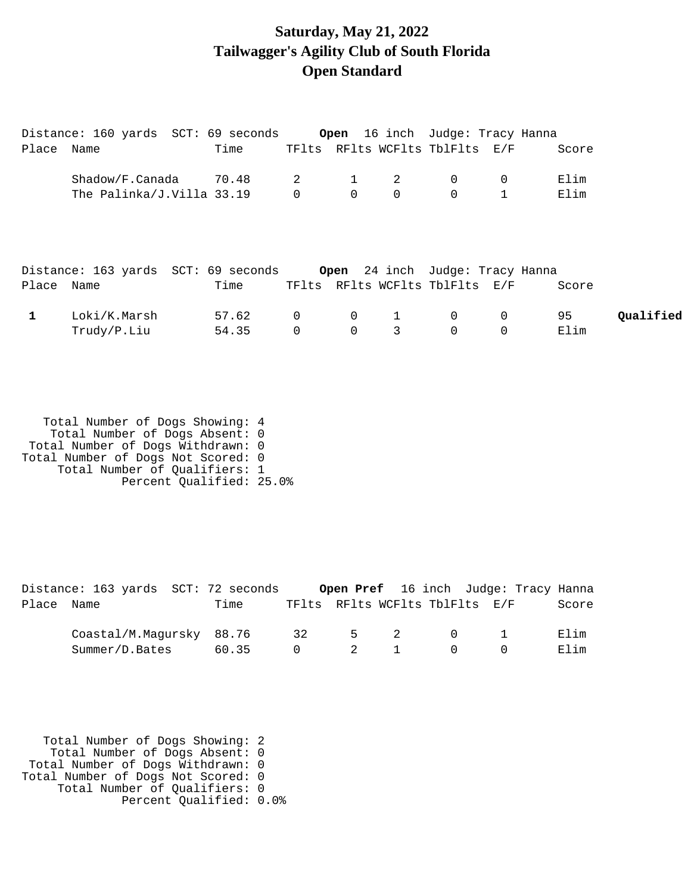# Saturday, May 21, 2022
# Tailwagger's Agility Club of South Florida
# Open Standard

Distance: 160 yards SCT: 69 seconds **Open** 16 inch Judge: Tracy Hanna

| Place | Name | Time | TFlts | RFlts | WCFlts | TblFlts | E/F | Score | |
|---|---|---|---|---|---|---|---|---|---|
| | Shadow/F.Canada | 70.48 | 2 | 1 | 2 | 0 | 0 | Elim | |
| | The Palinka/J.Villa | 33.19 | 0 | 0 | 0 | 0 | 1 | Elim | |

Distance: 163 yards SCT: 69 seconds **Open** 24 inch Judge: Tracy Hanna

| Place | Name | Time | TFlts | RFlts | WCFlts | TblFlts | E/F | Score | |
|---|---|---|---|---|---|---|---|---|---|
| **1** | Loki/K.Marsh | 57.62 | 0 | 0 | 1 | 0 | 0 | 95 | **Qualified** |
| | Trudy/P.Liu | 54.35 | 0 | 0 | 3 | 0 | 0 | Elim | |

Total Number of Dogs Showing: 4
Total Number of Dogs Absent: 0
Total Number of Dogs Withdrawn: 0
Total Number of Dogs Not Scored: 0
Total Number of Qualifiers: 1
Percent Qualified: 25.0%

Distance: 163 yards SCT: 72 seconds **Open Pref** 16 inch Judge: Tracy Hanna

| Place | Name | Time | TFlts | RFlts | WCFlts | TblFlts | E/F | Score |
|---|---|---|---|---|---|---|---|---|
| | Coastal/M.Magursky | 88.76 | 32 | 5 | 2 | 0 | 1 | Elim |
| | Summer/D.Bates | 60.35 | 0 | 2 | 1 | 0 | 0 | Elim |

Total Number of Dogs Showing: 2
Total Number of Dogs Absent: 0
Total Number of Dogs Withdrawn: 0
Total Number of Dogs Not Scored: 0
Total Number of Qualifiers: 0
Percent Qualified: 0.0%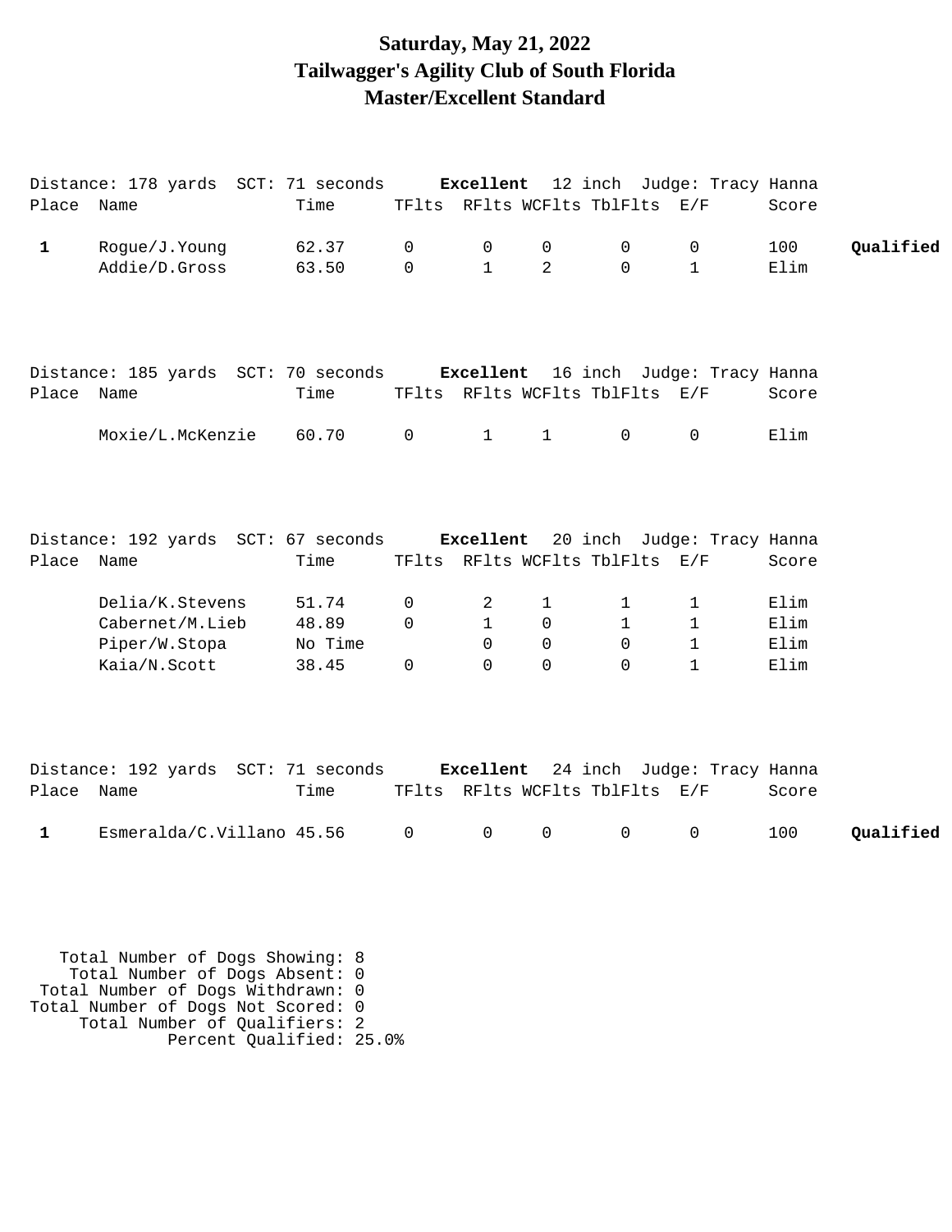# Saturday, May 21, 2022
# Tailwagger's Agility Club of South Florida
# Master/Excellent Standard

Distance: 178 yards SCT: 71 seconds **Excellent** 12 inch Judge: Tracy Hanna

| Place | Name | Time | TFlts | RFlts | WCFlts | TblFlts | E/F | Score | |
|---|---|---|---|---|---|---|---|---|---|
| **1** | Rogue/J.Young | 62.37 | 0 | 0 | 0 | 0 | 0 | 100 | **Qualified** |
| | Addie/D.Gross | 63.50 | 0 | 1 | 2 | 0 | 1 | Elim | |

Distance: 185 yards SCT: 70 seconds **Excellent** 16 inch Judge: Tracy Hanna

| Place | Name | Time | TFlts | RFlts | WCFlts | TblFlts | E/F | Score |
|---|---|---|---|---|---|---|---|---|
| | Moxie/L.McKenzie | 60.70 | 0 | 1 | 1 | 0 | 0 | Elim |

Distance: 192 yards SCT: 67 seconds **Excellent** 20 inch Judge: Tracy Hanna

| Place | Name | Time | TFlts | RFlts | WCFlts | TblFlts | E/F | Score |
|---|---|---|---|---|---|---|---|---|
| | Delia/K.Stevens | 51.74 | 0 | 2 | 1 | 1 | 1 | Elim |
| | Cabernet/M.Lieb | 48.89 | 0 | 1 | 0 | 1 | 1 | Elim |
| | Piper/W.Stopa | No Time | | 0 | 0 | 0 | 1 | Elim |
| | Kaia/N.Scott | 38.45 | 0 | 0 | 0 | 0 | 1 | Elim |

Distance: 192 yards SCT: 71 seconds **Excellent** 24 inch Judge: Tracy Hanna

| Place | Name | Time | TFlts | RFlts | WCFlts | TblFlts | E/F | Score | |
|---|---|---|---|---|---|---|---|---|---|
| **1** | Esmeralda/C.Villano | 45.56 | 0 | 0 | 0 | 0 | 0 | 100 | **Qualified** |

Total Number of Dogs Showing: 8
Total Number of Dogs Absent: 0
Total Number of Dogs Withdrawn: 0
Total Number of Dogs Not Scored: 0
Total Number of Qualifiers: 2
Percent Qualified: 25.0%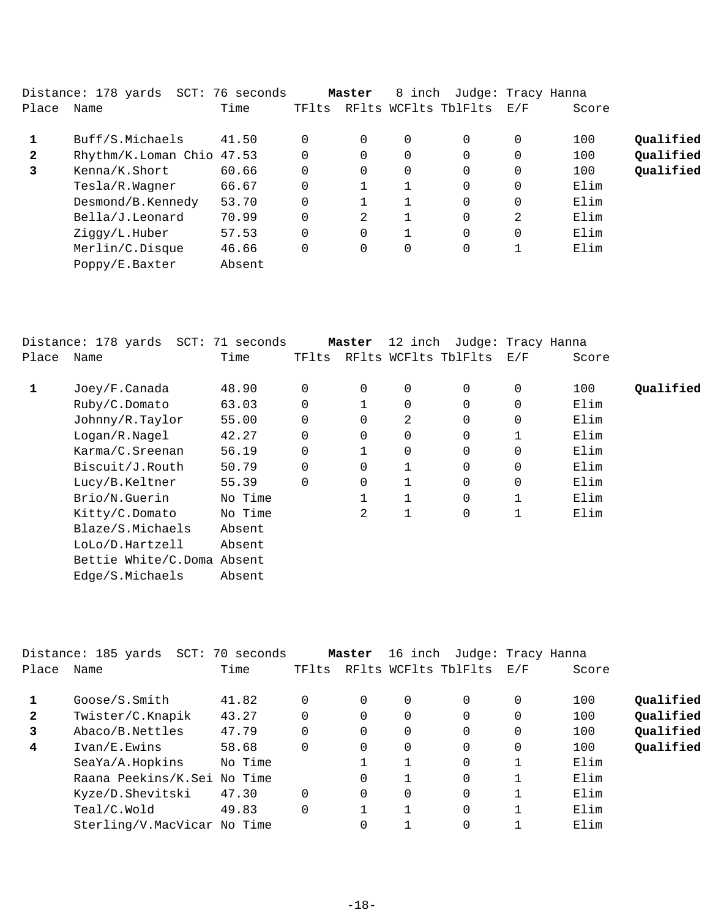Distance: 178 yards SCT: 76 seconds **Master** 8 inch Judge: Tracy Hanna

| Place | Name | Time | TFlts | RFlts | WCFlts | TblFlts | E/F | Score | |
|---|---|---|---|---|---|---|---|---|---|
| **1** | Buff/S.Michaels | 41.50 | 0 | 0 | 0 | 0 | 0 | 100 | **Qualified** |
| **2** | Rhythm/K.Loman Chio | 47.53 | 0 | 0 | 0 | 0 | 0 | 100 | **Qualified** |
| **3** | Kenna/K.Short | 60.66 | 0 | 0 | 0 | 0 | 0 | 100 | **Qualified** |
| | Tesla/R.Wagner | 66.67 | 0 | 1 | 1 | 0 | 0 | Elim | |
| | Desmond/B.Kennedy | 53.70 | 0 | 1 | 1 | 0 | 0 | Elim | |
| | Bella/J.Leonard | 70.99 | 0 | 2 | 1 | 0 | 2 | Elim | |
| | Ziggy/L.Huber | 57.53 | 0 | 0 | 1 | 0 | 0 | Elim | |
| | Merlin/C.Disque | 46.66 | 0 | 0 | 0 | 0 | 1 | Elim | |
| | Poppy/E.Baxter | Absent | | | | | | | |

Distance: 178 yards SCT: 71 seconds **Master** 12 inch Judge: Tracy Hanna

| Place | Name | Time | TFlts | RFlts | WCFlts | TblFlts | E/F | Score | |
|---|---|---|---|---|---|---|---|---|---|
| **1** | Joey/F.Canada | 48.90 | 0 | 0 | 0 | 0 | 0 | 100 | **Qualified** |
| | Ruby/C.Domato | 63.03 | 0 | 1 | 0 | 0 | 0 | Elim | |
| | Johnny/R.Taylor | 55.00 | 0 | 0 | 2 | 0 | 0 | Elim | |
| | Logan/R.Nagel | 42.27 | 0 | 0 | 0 | 0 | 1 | Elim | |
| | Karma/C.Sreenan | 56.19 | 0 | 1 | 0 | 0 | 0 | Elim | |
| | Biscuit/J.Routh | 50.79 | 0 | 0 | 1 | 0 | 0 | Elim | |
| | Lucy/B.Keltner | 55.39 | 0 | 0 | 1 | 0 | 0 | Elim | |
| | Brio/N.Guerin | No Time | | 1 | 1 | 0 | 1 | Elim | |
| | Kitty/C.Domato | No Time | | 2 | 1 | 0 | 1 | Elim | |
| | Blaze/S.Michaels | Absent | | | | | | | |
| | LoLo/D.Hartzell | Absent | | | | | | | |
| | Bettie White/C.Doma | Absent | | | | | | | |
| | Edge/S.Michaels | Absent | | | | | | | |

Distance: 185 yards SCT: 70 seconds **Master** 16 inch Judge: Tracy Hanna

| Place | Name | Time | TFlts | RFlts | WCFlts | TblFlts | E/F | Score | |
|---|---|---|---|---|---|---|---|---|---|
| **1** | Goose/S.Smith | 41.82 | 0 | 0 | 0 | 0 | 0 | 100 | **Qualified** |
| **2** | Twister/C.Knapik | 43.27 | 0 | 0 | 0 | 0 | 0 | 100 | **Qualified** |
| **3** | Abaco/B.Nettles | 47.79 | 0 | 0 | 0 | 0 | 0 | 100 | **Qualified** |
| **4** | Ivan/E.Ewins | 58.68 | 0 | 0 | 0 | 0 | 0 | 100 | **Qualified** |
| | SeaYa/A.Hopkins | No Time | | 1 | 1 | 0 | 1 | Elim | |
| | Raana Peekins/K.Sei | No Time | | 0 | 1 | 0 | 1 | Elim | |
| | Kyze/D.Shevitski | 47.30 | 0 | 0 | 0 | 0 | 1 | Elim | |
| | Teal/C.Wold | 49.83 | 0 | 1 | 1 | 0 | 1 | Elim | |
| | Sterling/V.MacVicar | No Time | | 0 | 1 | 0 | 1 | Elim | |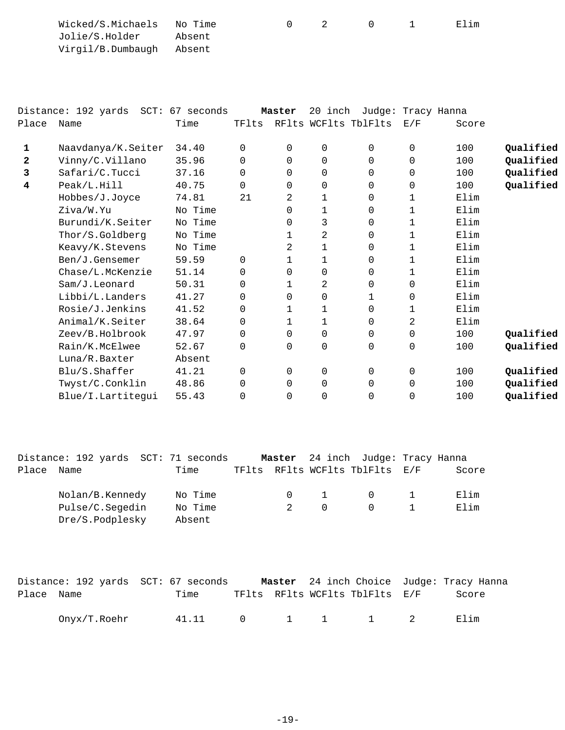| Place | Name | Time | TFlts | RFlts | WCFlts | TblFlts | E/F | Score | |
|---|---|---|---|---|---|---|---|---|---|
| | Wicked/S.Michaels | No Time | | 0 | 2 | 0 | 1 | Elim | |
| | Jolie/S.Holder | Absent | | | | | | | |
| | Virgil/B.Dumbaugh | Absent | | | | | | | |

Distance: 192 yards  SCT: 67 seconds  **Master**  20 inch  Judge: Tracy Hanna

| Place | Name | Time | TFlts | RFlts | WCFlts | TblFlts | E/F | Score | |
|---|---|---|---|---|---|---|---|---|---|
| **1** | Naavdanya/K.Seiter | 34.40 | 0 | 0 | 0 | 0 | 0 | 100 | **Qualified** |
| **2** | Vinny/C.Villano | 35.96 | 0 | 0 | 0 | 0 | 0 | 100 | **Qualified** |
| **3** | Safari/C.Tucci | 37.16 | 0 | 0 | 0 | 0 | 0 | 100 | **Qualified** |
| **4** | Peak/L.Hill | 40.75 | 0 | 0 | 0 | 0 | 0 | 100 | **Qualified** |
| | Hobbes/J.Joyce | 74.81 | 21 | 2 | 1 | 0 | 1 | Elim | |
| | Ziva/W.Yu | No Time | | 0 | 1 | 0 | 1 | Elim | |
| | Burundi/K.Seiter | No Time | | 0 | 3 | 0 | 1 | Elim | |
| | Thor/S.Goldberg | No Time | | 1 | 2 | 0 | 1 | Elim | |
| | Keavy/K.Stevens | No Time | | 2 | 1 | 0 | 1 | Elim | |
| | Ben/J.Gensemer | 59.59 | 0 | 1 | 1 | 0 | 1 | Elim | |
| | Chase/L.McKenzie | 51.14 | 0 | 0 | 0 | 0 | 1 | Elim | |
| | Sam/J.Leonard | 50.31 | 0 | 1 | 2 | 0 | 0 | Elim | |
| | Libbi/L.Landers | 41.27 | 0 | 0 | 0 | 1 | 0 | Elim | |
| | Rosie/J.Jenkins | 41.52 | 0 | 1 | 1 | 0 | 1 | Elim | |
| | Animal/K.Seiter | 38.64 | 0 | 1 | 1 | 0 | 2 | Elim | |
| | Zeev/B.Holbrook | 47.97 | 0 | 0 | 0 | 0 | 0 | 100 | **Qualified** |
| | Rain/K.McElwee | 52.67 | 0 | 0 | 0 | 0 | 0 | 100 | **Qualified** |
| | Luna/R.Baxter | Absent | | | | | | | |
| | Blu/S.Shaffer | 41.21 | 0 | 0 | 0 | 0 | 0 | 100 | **Qualified** |
| | Twyst/C.Conklin | 48.86 | 0 | 0 | 0 | 0 | 0 | 100 | **Qualified** |
| | Blue/I.Lartitegui | 55.43 | 0 | 0 | 0 | 0 | 0 | 100 | **Qualified** |

Distance: 192 yards  SCT: 71 seconds  **Master**  24 inch  Judge: Tracy Hanna

| Place | Name | Time | TFlts | RFlts | WCFlts | TblFlts | E/F | Score |
|---|---|---|---|---|---|---|---|---|
| | Nolan/B.Kennedy | No Time | | 0 | 1 | 0 | 1 | Elim |
| | Pulse/C.Segedin | No Time | | 2 | 0 | 0 | 1 | Elim |
| | Dre/S.Podplesky | Absent | | | | | | |

Distance: 192 yards  SCT: 67 seconds  **Master**  24 inch Choice  Judge: Tracy Hanna

| Place | Name | Time | TFlts | RFlts | WCFlts | TblFlts | E/F | Score |
|---|---|---|---|---|---|---|---|---|
| | Onyx/T.Roehr | 41.11 | 0 | 1 | 1 | 1 | 2 | Elim |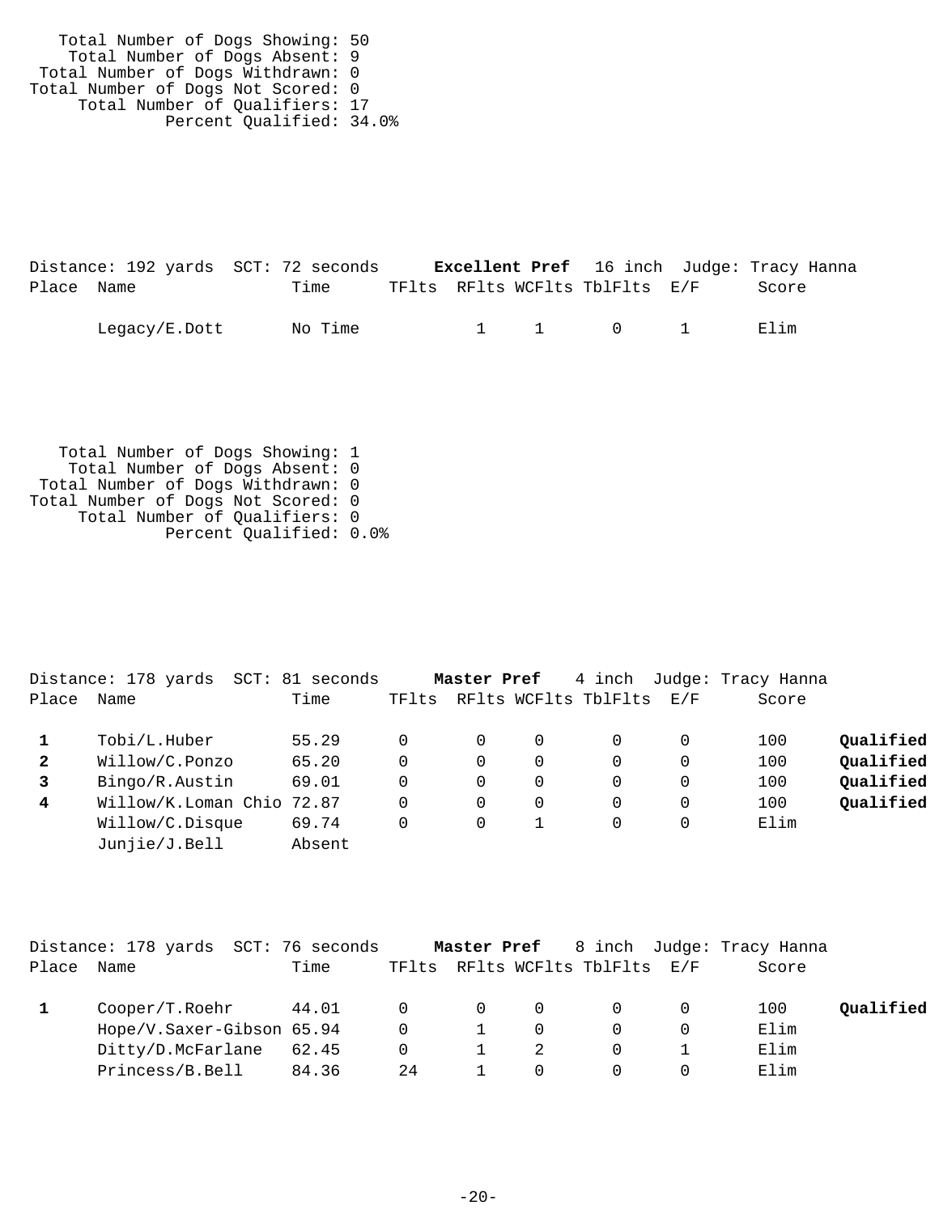Total Number of Dogs Showing: 50
Total Number of Dogs Absent: 9
Total Number of Dogs Withdrawn: 0
Total Number of Dogs Not Scored: 0
Total Number of Qualifiers: 17
Percent Qualified: 34.0%

Distance: 192 yards  SCT: 72 seconds  **Excellent Pref**  16 inch  Judge: Tracy Hanna

| Place | Name | Time | TFlts | RFlts | WCFlts | TblFlts | E/F | Score | |
|---|---|---|---|---|---|---|---|---|---|
| | Legacy/E.Dott | No Time | | 1 | 1 | 0 | 1 | Elim | |

Total Number of Dogs Showing: 1
Total Number of Dogs Absent: 0
Total Number of Dogs Withdrawn: 0
Total Number of Dogs Not Scored: 0
Total Number of Qualifiers: 0
Percent Qualified: 0.0%

Distance: 178 yards  SCT: 81 seconds  **Master Pref**  4 inch  Judge: Tracy Hanna

| Place | Name | Time | TFlts | RFlts | WCFlts | TblFlts | E/F | Score | |
|---|---|---|---|---|---|---|---|---|---|
| **1** | Tobi/L.Huber | 55.29 | 0 | 0 | 0 | 0 | 0 | 100 | **Qualified** |
| **2** | Willow/C.Ponzo | 65.20 | 0 | 0 | 0 | 0 | 0 | 100 | **Qualified** |
| **3** | Bingo/R.Austin | 69.01 | 0 | 0 | 0 | 0 | 0 | 100 | **Qualified** |
| **4** | Willow/K.Loman Chio | 72.87 | 0 | 0 | 0 | 0 | 0 | 100 | **Qualified** |
| | Willow/C.Disque | 69.74 | 0 | 0 | 1 | 0 | 0 | Elim | |
| | Junjie/J.Bell | Absent | | | | | | | |

Distance: 178 yards  SCT: 76 seconds  **Master Pref**  8 inch  Judge: Tracy Hanna

| Place | Name | Time | TFlts | RFlts | WCFlts | TblFlts | E/F | Score | |
|---|---|---|---|---|---|---|---|---|---|
| **1** | Cooper/T.Roehr | 44.01 | 0 | 0 | 0 | 0 | 0 | 100 | **Qualified** |
| | Hope/V.Saxer-Gibson | 65.94 | 0 | 1 | 0 | 0 | 0 | Elim | |
| | Ditty/D.McFarlane | 62.45 | 0 | 1 | 2 | 0 | 1 | Elim | |
| | Princess/B.Bell | 84.36 | 24 | 1 | 0 | 0 | 0 | Elim | |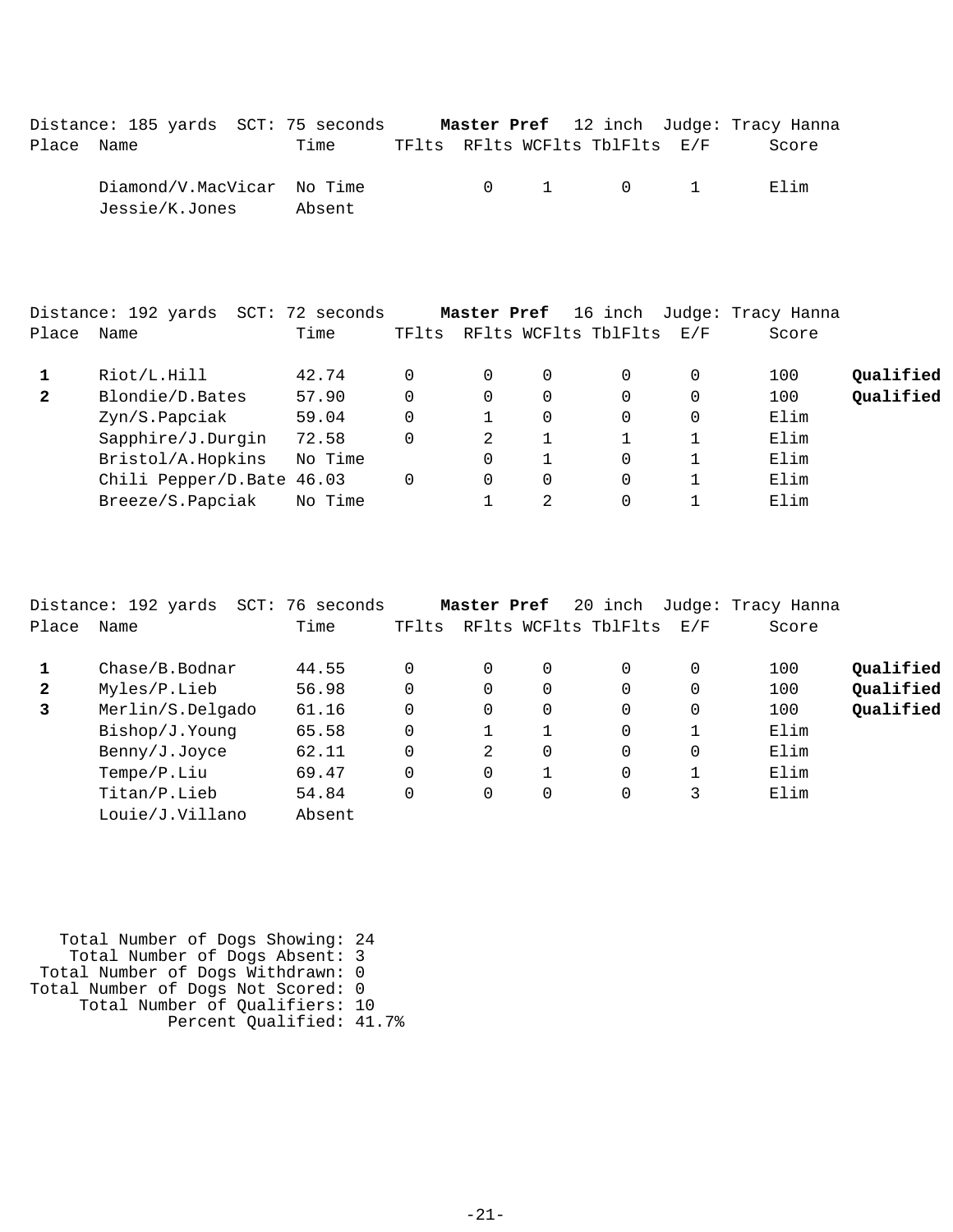Distance: 185 yards SCT: 75 seconds **Master Pref** 12 inch Judge: Tracy Hanna

| Place | Name | Time | TFlts | RFlts | WCFlts | TblFlts | E/F | Score | |
|---|---|---|---|---|---|---|---|---|---|
| | Diamond/V.MacVicar | No Time | | 0 | 1 | 0 | 1 | Elim | |
| | Jessie/K.Jones | Absent | | | | | | | |

Distance: 192 yards SCT: 72 seconds **Master Pref** 16 inch Judge: Tracy Hanna

| Place | Name | Time | TFlts | RFlts | WCFlts | TblFlts | E/F | Score | |
|---|---|---|---|---|---|---|---|---|---|
| **1** | Riot/L.Hill | 42.74 | 0 | 0 | 0 | 0 | 0 | 100 | **Qualified** |
| **2** | Blondie/D.Bates | 57.90 | 0 | 0 | 0 | 0 | 0 | 100 | **Qualified** |
| | Zyn/S.Papciak | 59.04 | 0 | 1 | 0 | 0 | 0 | Elim | |
| | Sapphire/J.Durgin | 72.58 | 0 | 2 | 1 | 1 | 1 | Elim | |
| | Bristol/A.Hopkins | No Time | | 0 | 1 | 0 | 1 | Elim | |
| | Chili Pepper/D.Bate | 46.03 | 0 | 0 | 0 | 0 | 1 | Elim | |
| | Breeze/S.Papciak | No Time | | 1 | 2 | 0 | 1 | Elim | |

Distance: 192 yards SCT: 76 seconds **Master Pref** 20 inch Judge: Tracy Hanna

| Place | Name | Time | TFlts | RFlts | WCFlts | TblFlts | E/F | Score | |
|---|---|---|---|---|---|---|---|---|---|
| **1** | Chase/B.Bodnar | 44.55 | 0 | 0 | 0 | 0 | 0 | 100 | **Qualified** |
| **2** | Myles/P.Lieb | 56.98 | 0 | 0 | 0 | 0 | 0 | 100 | **Qualified** |
| **3** | Merlin/S.Delgado | 61.16 | 0 | 0 | 0 | 0 | 0 | 100 | **Qualified** |
| | Bishop/J.Young | 65.58 | 0 | 1 | 1 | 0 | 1 | Elim | |
| | Benny/J.Joyce | 62.11 | 0 | 2 | 0 | 0 | 0 | Elim | |
| | Tempe/P.Liu | 69.47 | 0 | 0 | 1 | 0 | 1 | Elim | |
| | Titan/P.Lieb | 54.84 | 0 | 0 | 0 | 0 | 3 | Elim | |
| | Louie/J.Villano | Absent | | | | | | | |

Total Number of Dogs Showing: 24
Total Number of Dogs Absent: 3
Total Number of Dogs Withdrawn: 0
Total Number of Dogs Not Scored: 0
Total Number of Qualifiers: 10
Percent Qualified: 41.7%